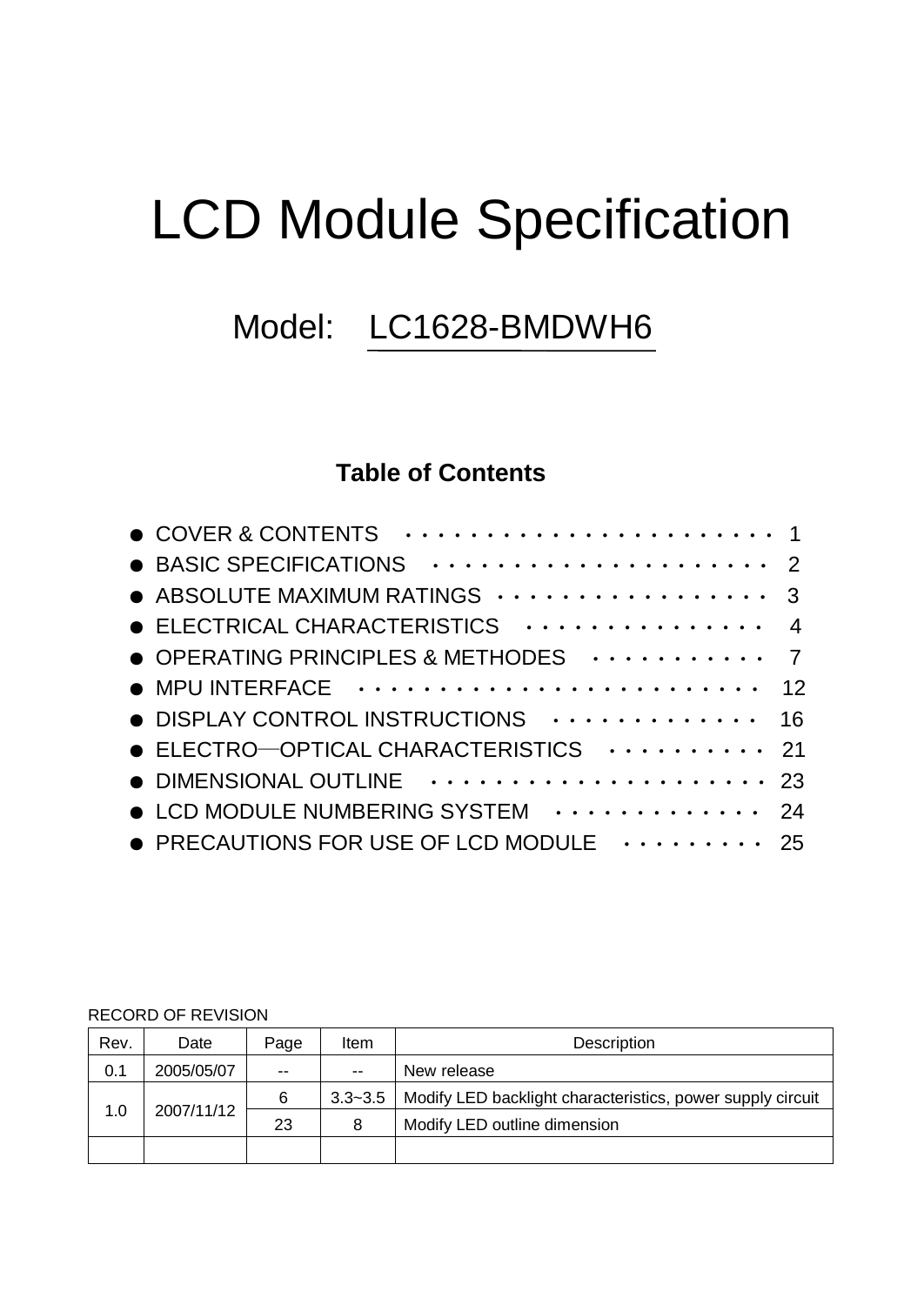# LCD Module Specification

## Model: LC1628-BMDWH6

### Table of Contents

- COVER & CONTENTS · · · · · · · · · · · · · · · · · · · · · · · 1
- BASIC SPECIFICATIONS · · · · · · · · · · · · · · · · · · · · 2
- ABSOLUTE MAXIMUM RATINGS · · · · · · · · · · · · · · · · · 3
- ELECTRICAL CHARACTERISTICS · · · · · · · · · · · · · · · 4
- OPERATING PRINCIPLES & METHODES · · · · · · · · · · · 7
- MPU INTERFACE · · · · · · · · · · · · · · · · · · · · · · · 12
- DISPLAY CONTROL INSTRUCTIONS · · · · · · · · · · · · · 16
- ELECTRO—OPTICAL CHARACTERISTICS · · · · · · · · · · 21
- DIMENSIONAL OUTLINE · · · · · · · · · · · · · · · · · · · · 23
- LCD MODULE NUMBERING SYSTEM · · · · · · · · · · · · · 24
- PRECAUTIONS FOR USE OF LCD MODULE · · · · · · · · · 25

RECORD OF REVISION

| Rev. | Date | Page | Item | Description |
|---|---|---|---|---|
| 0.1 | 2005/05/07 | -- | -- | New release |
| 1.0 | 2007/11/12 | 6 | 3.3~3.5 | Modify LED backlight characteristics, power supply circuit |
| | | 23 | 8 | Modify LED outline dimension |
| | | | | |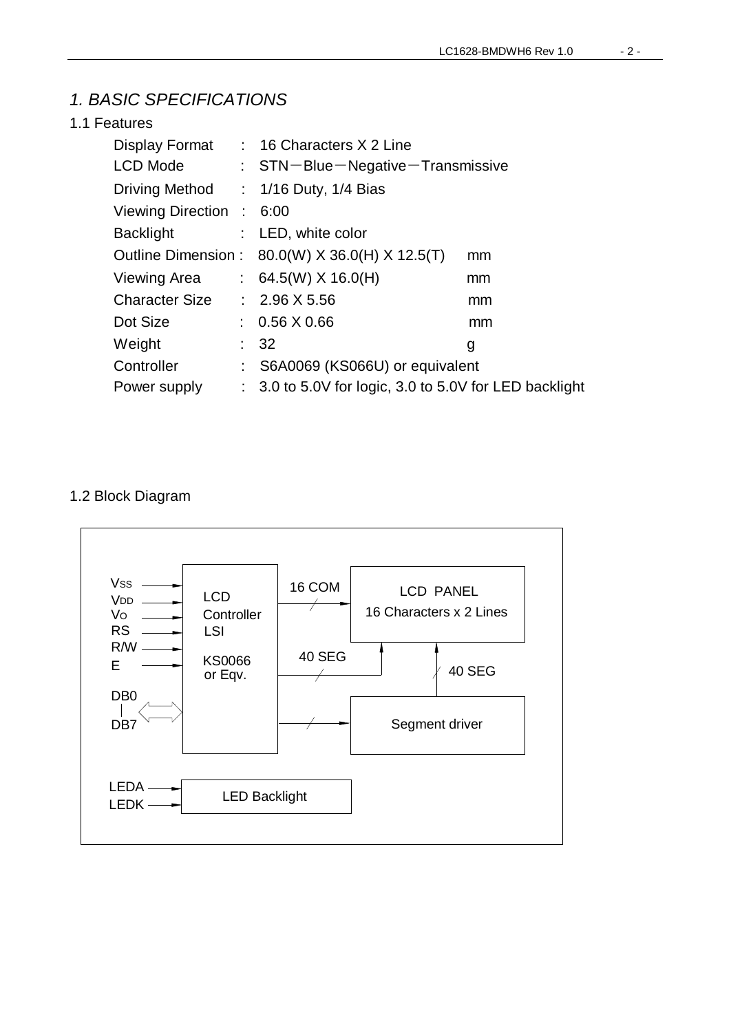## 1. BASIC SPECIFICATIONS

### 1.1 Features

| | | | |
|---|---|---|---|
| Display Format | : | 16 Characters X 2 Line | |
| LCD Mode | : | STN－Blue－Negative－Transmissive | |
| Driving Method | : | 1/16 Duty, 1/4 Bias | |
| Viewing Direction | : | 6:00 | |
| Backlight | : | LED, white color | |
| Outline Dimension | : | 80.0(W) X 36.0(H) X 12.5(T) | mm |
| Viewing Area | : | 64.5(W) X 16.0(H) | mm |
| Character Size | : | 2.96 X 5.56 | mm |
| Dot Size | : | 0.56 X 0.66 | mm |
| Weight | : | 32 | g |
| Controller | : | S6A0069 (KS066U) or equivalent | |
| Power supply | : | 3.0 to 5.0V for logic, 3.0 to 5.0V for LED backlight | |

### 1.2 Block Diagram

Vss, VDD, Vo, RS, R/W, E → LCD Controller LSI KS0066 or Eqv.

DB0 – DB7 ↔ LCD Controller LSI

LCD Controller LSI → 16 COM → LCD PANEL 16 Characters x 2 Lines

LCD Controller LSI → 40 SEG → LCD PANEL

LCD Controller LSI → Segment driver → 40 SEG → LCD PANEL

LEDA, LEDK → LED Backlight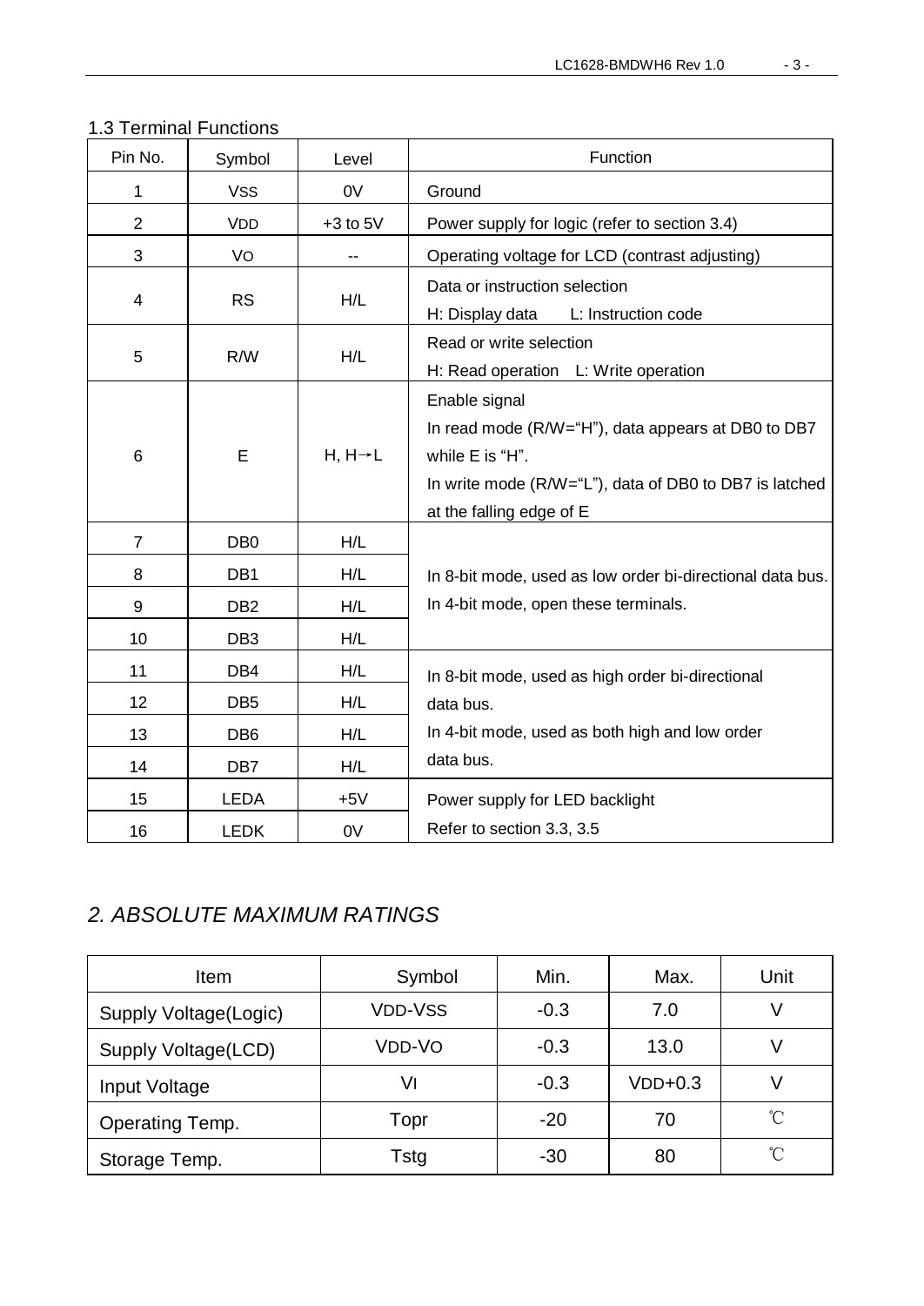### 1.3 Terminal Functions

| Pin No. | Symbol | Level | Function |
|---|---|---|---|
| 1 | VSS | 0V | Ground |
| 2 | VDD | +3 to 5V | Power supply for logic (refer to section 3.4) |
| 3 | VO | -- | Operating voltage for LCD (contrast adjusting) |
| 4 | RS | H/L | Data or instruction selection<br>H: Display data　　L: Instruction code |
| 5 | R/W | H/L | Read or write selection<br>H: Read operation　L: Write operation |
| 6 | E | H, H→L | Enable signal<br>In read mode (R/W="H"), data appears at DB0 to DB7 while E is "H".<br>In write mode (R/W="L"), data of DB0 to DB7 is latched at the falling edge of E |
| 7 | DB0 | H/L | In 8-bit mode, used as low order bi-directional data bus.<br>In 4-bit mode, open these terminals. |
| 8 | DB1 | H/L | |
| 9 | DB2 | H/L | |
| 10 | DB3 | H/L | |
| 11 | DB4 | H/L | In 8-bit mode, used as high order bi-directional data bus.<br>In 4-bit mode, used as both high and low order data bus. |
| 12 | DB5 | H/L | |
| 13 | DB6 | H/L | |
| 14 | DB7 | H/L | |
| 15 | LEDA | +5V | Power supply for LED backlight<br>Refer to section 3.3, 3.5 |
| 16 | LEDK | 0V | |

## *2. ABSOLUTE MAXIMUM RATINGS*

| Item | Symbol | Min. | Max. | Unit |
|---|---|---|---|---|
| Supply Voltage(Logic) | VDD-VSS | -0.3 | 7.0 | V |
| Supply Voltage(LCD) | VDD-VO | -0.3 | 13.0 | V |
| Input Voltage | VI | -0.3 | VDD+0.3 | V |
| Operating Temp. | Topr | -20 | 70 | ℃ |
| Storage Temp. | Tstg | -30 | 80 | ℃ |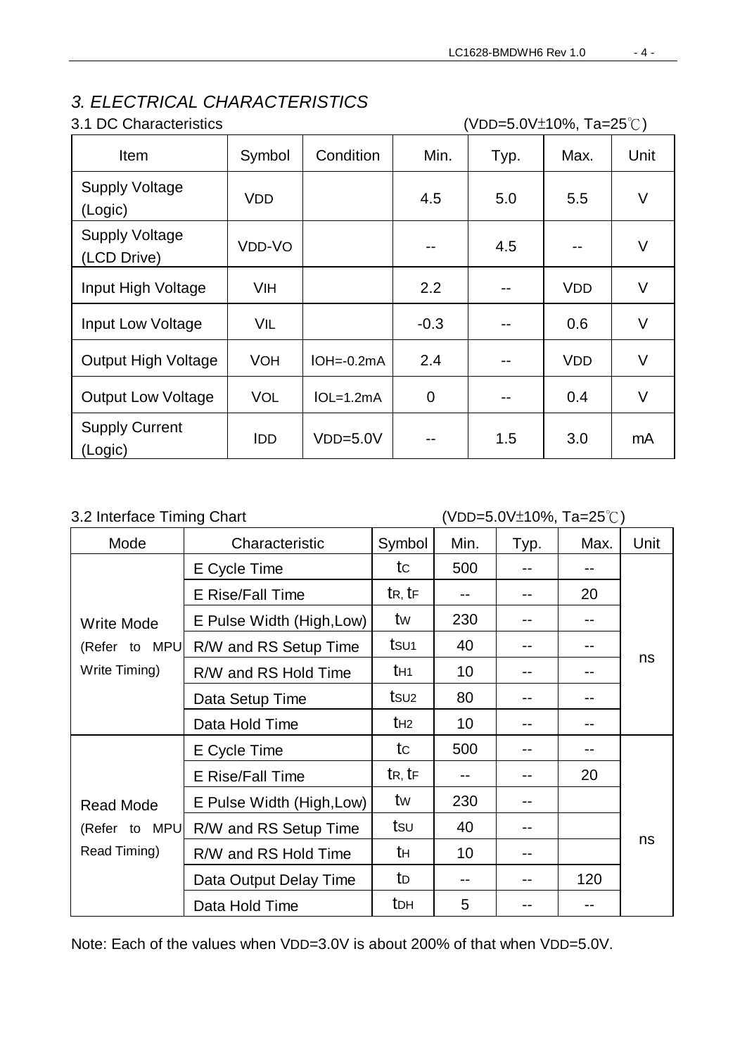# *3. ELECTRICAL CHARACTERISTICS*

## 3.1 DC Characteristics

($V_{DD}$=5.0V±10%, Ta=25℃)

| Item | Symbol | Condition | Min. | Typ. | Max. | Unit |
|---|---|---|---|---|---|---|
| Supply Voltage (Logic) | $V_{DD}$ | | 4.5 | 5.0 | 5.5 | V |
| Supply Voltage (LCD Drive) | $V_{DD}$-$V_O$ | | -- | 4.5 | -- | V |
| Input High Voltage | $V_{IH}$ | | 2.2 | -- | $V_{DD}$ | V |
| Input Low Voltage | $V_{IL}$ | | -0.3 | -- | 0.6 | V |
| Output High Voltage | $V_{OH}$ | $I_{OH}$=-0.2mA | 2.4 | -- | $V_{DD}$ | V |
| Output Low Voltage | $V_{OL}$ | $I_{OL}$=1.2mA | 0 | -- | 0.4 | V |
| Supply Current (Logic) | $I_{DD}$ | $V_{DD}$=5.0V | -- | 1.5 | 3.0 | mA |

## 3.2 Interface Timing Chart

($V_{DD}$=5.0V±10%, Ta=25℃)

| Mode | Characteristic | Symbol | Min. | Typ. | Max. | Unit |
|---|---|---|---|---|---|---|
| Write Mode (Refer to MPU Write Timing) | E Cycle Time | $t_C$ | 500 | -- | -- | ns |
| | E Rise/Fall Time | $t_R$, $t_F$ | -- | -- | 20 | |
| | E Pulse Width (High,Low) | $t_W$ | 230 | -- | -- | |
| | R/W and RS Setup Time | $t_{SU1}$ | 40 | -- | -- | |
| | R/W and RS Hold Time | $t_{H1}$ | 10 | -- | -- | |
| | Data Setup Time | $t_{SU2}$ | 80 | -- | -- | |
| | Data Hold Time | $t_{H2}$ | 10 | -- | -- | |
| Read Mode (Refer to MPU Read Timing) | E Cycle Time | $t_C$ | 500 | -- | -- | ns |
| | E Rise/Fall Time | $t_R$, $t_F$ | -- | -- | 20 | |
| | E Pulse Width (High,Low) | $t_W$ | 230 | -- | | |
| | R/W and RS Setup Time | $t_{SU}$ | 40 | -- | | |
| | R/W and RS Hold Time | $t_H$ | 10 | -- | | |
| | Data Output Delay Time | $t_D$ | -- | -- | 120 | |
| | Data Hold Time | $t_{DH}$ | 5 | -- | -- | |

Note: Each of the values when $V_{DD}$=3.0V is about 200% of that when $V_{DD}$=5.0V.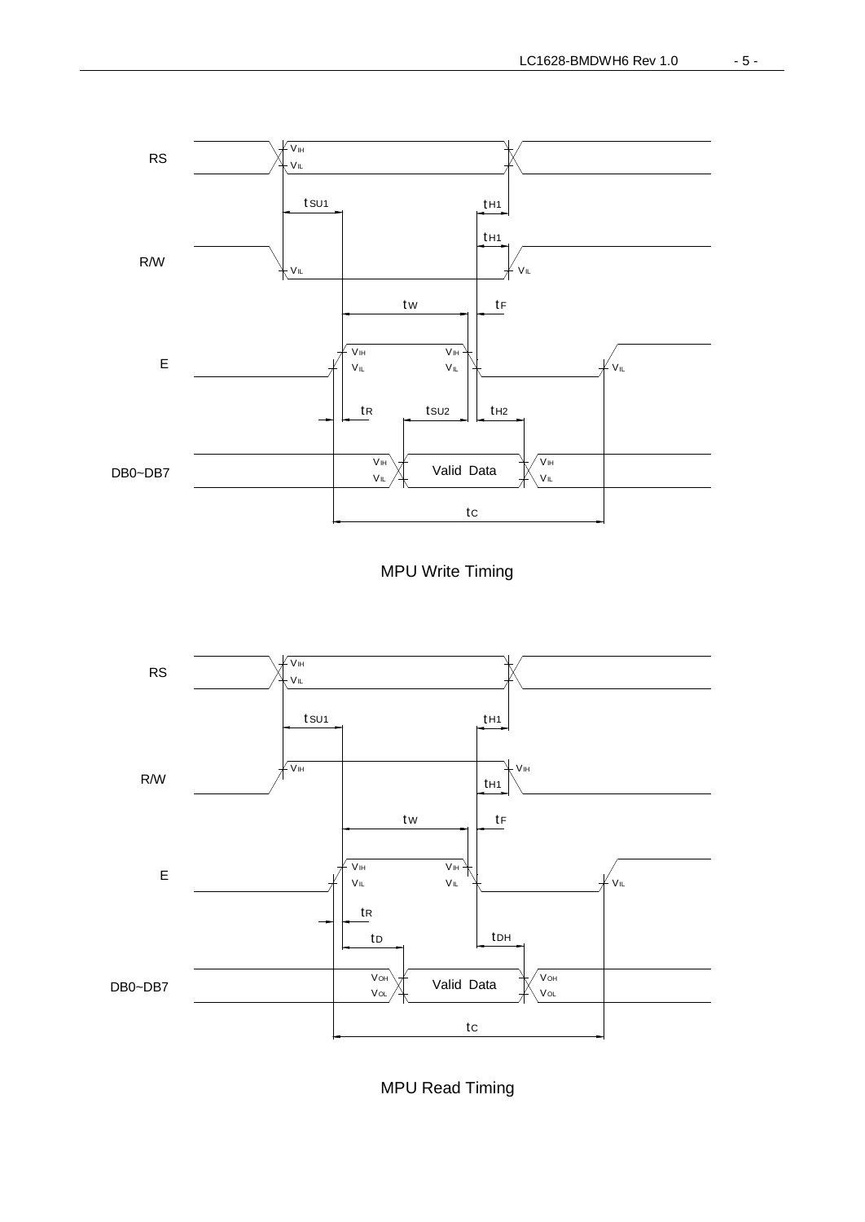MPU Write Timing

MPU Read Timing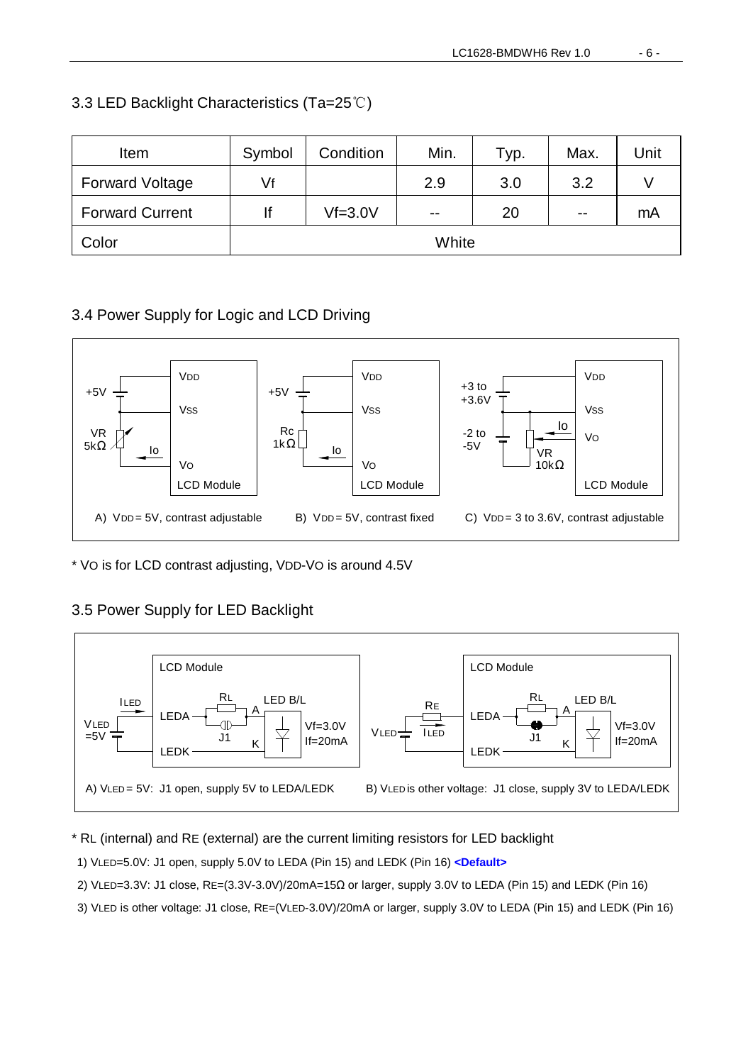## 3.3 LED Backlight Characteristics (Ta=25℃)

| Item | Symbol | Condition | Min. | Typ. | Max. | Unit |
|---|---|---|---|---|---|---|
| Forward Voltage | Vf | | 2.9 | 3.0 | 3.2 | V |
| Forward Current | If | Vf=3.0V | -- | 20 | -- | mA |
| Color | White | | | | | |

## 3.4 Power Supply for Logic and LCD Driving

A) $V_{DD}$ = 5V, contrast adjustable B) $V_{DD}$ = 5V, contrast fixed C) $V_{DD}$ = 3 to 3.6V, contrast adjustable

* $V_O$ is for LCD contrast adjusting, $V_{DD}$-$V_O$ is around 4.5V

## 3.5 Power Supply for LED Backlight

A) $V_{LED}$ = 5V: J1 open, supply 5V to LEDA/LEDK B) $V_{LED}$ is other voltage: J1 close, supply 3V to LEDA/LEDK

* $R_L$ (internal) and $R_E$ (external) are the current limiting resistors for LED backlight

1) $V_{LED}$=5.0V: J1 open, supply 5.0V to LEDA (Pin 15) and LEDK (Pin 16) **<Default>**
2) $V_{LED}$=3.3V: J1 close, $R_E$=(3.3V-3.0V)/20mA=15Ω or larger, supply 3.0V to LEDA (Pin 15) and LEDK (Pin 16)
3) $V_{LED}$ is other voltage: J1 close, $R_E$=($V_{LED}$-3.0V)/20mA or larger, supply 3.0V to LEDA (Pin 15) and LEDK (Pin 16)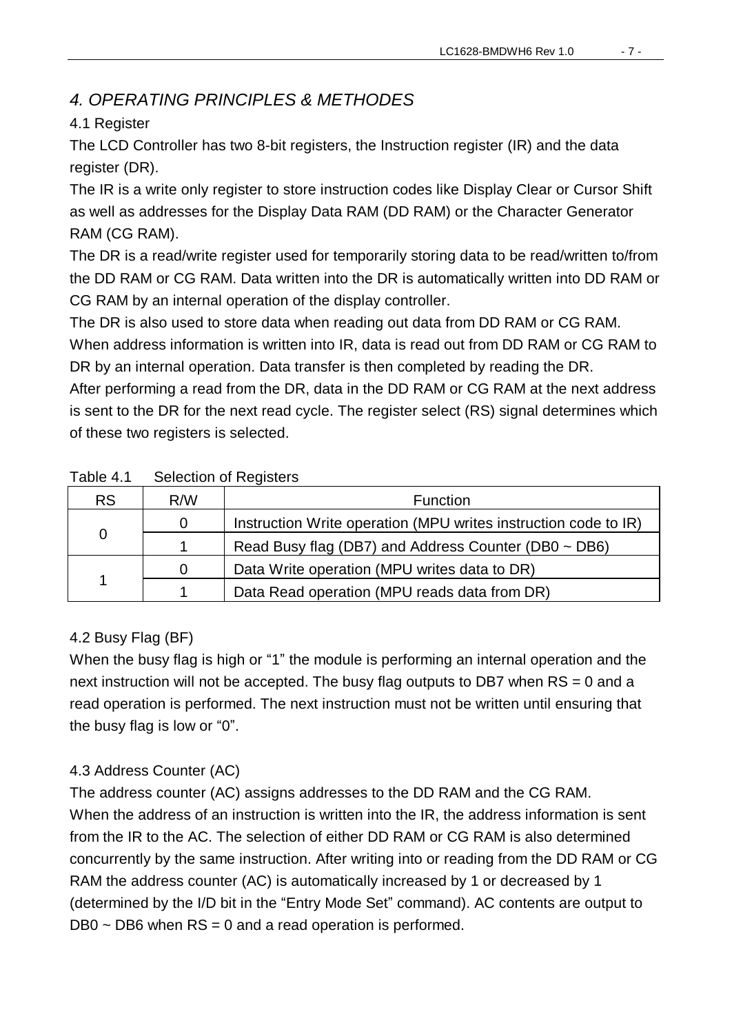## *4. OPERATING PRINCIPLES & METHODES*

### 4.1 Register

The LCD Controller has two 8-bit registers, the Instruction register (IR) and the data register (DR).

The IR is a write only register to store instruction codes like Display Clear or Cursor Shift as well as addresses for the Display Data RAM (DD RAM) or the Character Generator RAM (CG RAM).

The DR is a read/write register used for temporarily storing data to be read/written to/from the DD RAM or CG RAM. Data written into the DR is automatically written into DD RAM or CG RAM by an internal operation of the display controller.

The DR is also used to store data when reading out data from DD RAM or CG RAM. When address information is written into IR, data is read out from DD RAM or CG RAM to DR by an internal operation. Data transfer is then completed by reading the DR.

After performing a read from the DR, data in the DD RAM or CG RAM at the next address is sent to the DR for the next read cycle. The register select (RS) signal determines which of these two registers is selected.

Table 4.1 Selection of Registers

| RS | R/W | Function |
|---|---|---|
| 0 | 0 | Instruction Write operation (MPU writes instruction code to IR) |
| | 1 | Read Busy flag (DB7) and Address Counter (DB0 ~ DB6) |
| 1 | 0 | Data Write operation (MPU writes data to DR) |
| | 1 | Data Read operation (MPU reads data from DR) |

### 4.2 Busy Flag (BF)

When the busy flag is high or "1" the module is performing an internal operation and the next instruction will not be accepted. The busy flag outputs to DB7 when RS = 0 and a read operation is performed. The next instruction must not be written until ensuring that the busy flag is low or "0".

### 4.3 Address Counter (AC)

The address counter (AC) assigns addresses to the DD RAM and the CG RAM.

When the address of an instruction is written into the IR, the address information is sent from the IR to the AC. The selection of either DD RAM or CG RAM is also determined concurrently by the same instruction. After writing into or reading from the DD RAM or CG RAM the address counter (AC) is automatically increased by 1 or decreased by 1 (determined by the I/D bit in the "Entry Mode Set" command). AC contents are output to DB0 ~ DB6 when RS = 0 and a read operation is performed.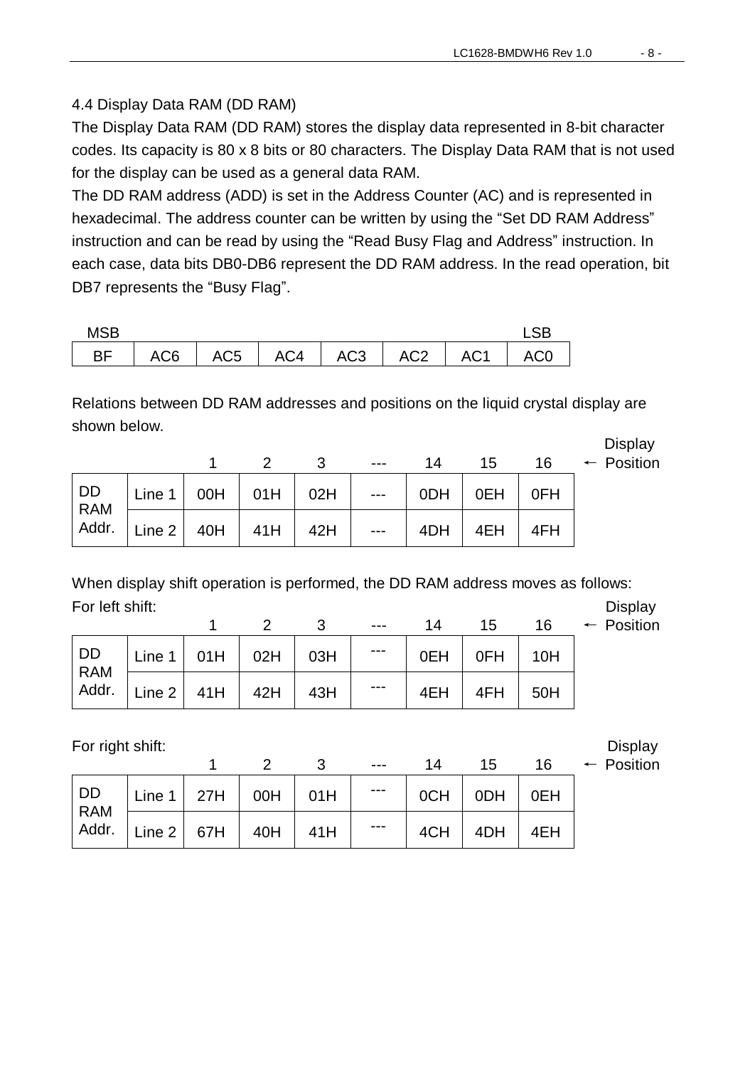### 4.4 Display Data RAM (DD RAM)

The Display Data RAM (DD RAM) stores the display data represented in 8-bit character codes. Its capacity is 80 x 8 bits or 80 characters. The Display Data RAM that is not used for the display can be used as a general data RAM.

The DD RAM address (ADD) is set in the Address Counter (AC) and is represented in hexadecimal. The address counter can be written by using the "Set DD RAM Address" instruction and can be read by using the "Read Busy Flag and Address" instruction. In each case, data bits DB0-DB6 represent the DD RAM address. In the read operation, bit DB7 represents the "Busy Flag".

| MSB | | | | | | | LSB |
|---|---|---|---|---|---|---|---|
| BF | AC6 | AC5 | AC4 | AC3 | AC2 | AC1 | AC0 |

Relations between DD RAM addresses and positions on the liquid crystal display are shown below.

| | | 1 | 2 | 3 | --- | 14 | 15 | 16 | ← Display Position |
|---|---|---|---|---|---|---|---|---|---|
| DD RAM Addr. | Line 1 | 00H | 01H | 02H | --- | 0DH | 0EH | 0FH | |
| | Line 2 | 40H | 41H | 42H | --- | 4DH | 4EH | 4FH | |

When display shift operation is performed, the DD RAM address moves as follows:

For left shift:

| | | 1 | 2 | 3 | --- | 14 | 15 | 16 | ← Display Position |
|---|---|---|---|---|---|---|---|---|---|
| DD RAM Addr. | Line 1 | 01H | 02H | 03H | --- | 0EH | 0FH | 10H | |
| | Line 2 | 41H | 42H | 43H | --- | 4EH | 4FH | 50H | |

For right shift:

| | | 1 | 2 | 3 | --- | 14 | 15 | 16 | ← Display Position |
|---|---|---|---|---|---|---|---|---|---|
| DD RAM Addr. | Line 1 | 27H | 00H | 01H | --- | 0CH | 0DH | 0EH | |
| | Line 2 | 67H | 40H | 41H | --- | 4CH | 4DH | 4EH | |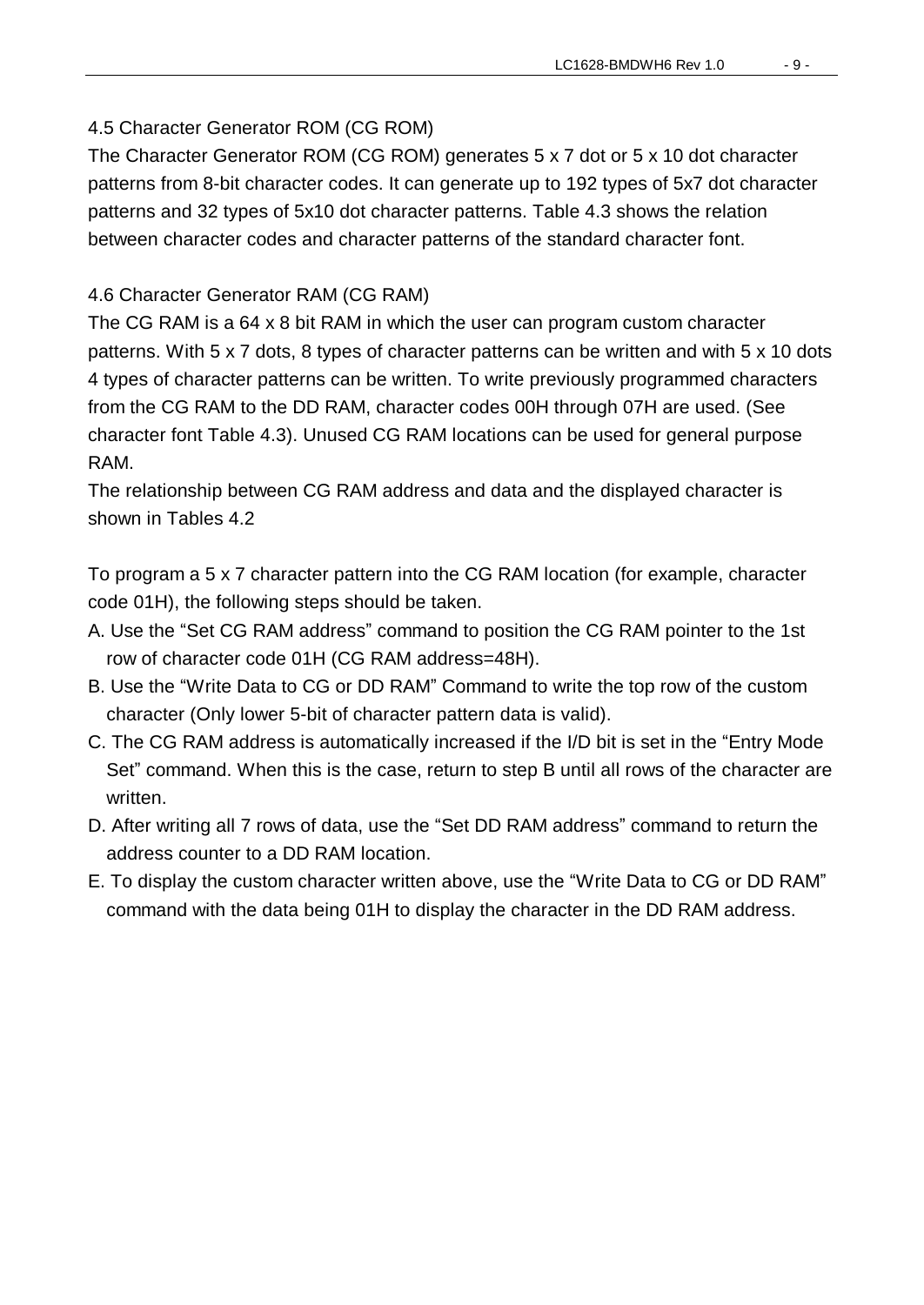## 4.5 Character Generator ROM (CG ROM)

The Character Generator ROM (CG ROM) generates 5 x 7 dot or 5 x 10 dot character patterns from 8-bit character codes. It can generate up to 192 types of 5x7 dot character patterns and 32 types of 5x10 dot character patterns. Table 4.3 shows the relation between character codes and character patterns of the standard character font.

## 4.6 Character Generator RAM (CG RAM)

The CG RAM is a 64 x 8 bit RAM in which the user can program custom character patterns. With 5 x 7 dots, 8 types of character patterns can be written and with 5 x 10 dots 4 types of character patterns can be written. To write previously programmed characters from the CG RAM to the DD RAM, character codes 00H through 07H are used. (See character font Table 4.3). Unused CG RAM locations can be used for general purpose RAM.

The relationship between CG RAM address and data and the displayed character is shown in Tables 4.2

To program a 5 x 7 character pattern into the CG RAM location (for example, character code 01H), the following steps should be taken.

A. Use the “Set CG RAM address” command to position the CG RAM pointer to the 1st row of character code 01H (CG RAM address=48H).
B. Use the “Write Data to CG or DD RAM” Command to write the top row of the custom character (Only lower 5-bit of character pattern data is valid).
C. The CG RAM address is automatically increased if the I/D bit is set in the “Entry Mode Set” command. When this is the case, return to step B until all rows of the character are written.
D. After writing all 7 rows of data, use the “Set DD RAM address” command to return the address counter to a DD RAM location.
E. To display the custom character written above, use the “Write Data to CG or DD RAM” command with the data being 01H to display the character in the DD RAM address.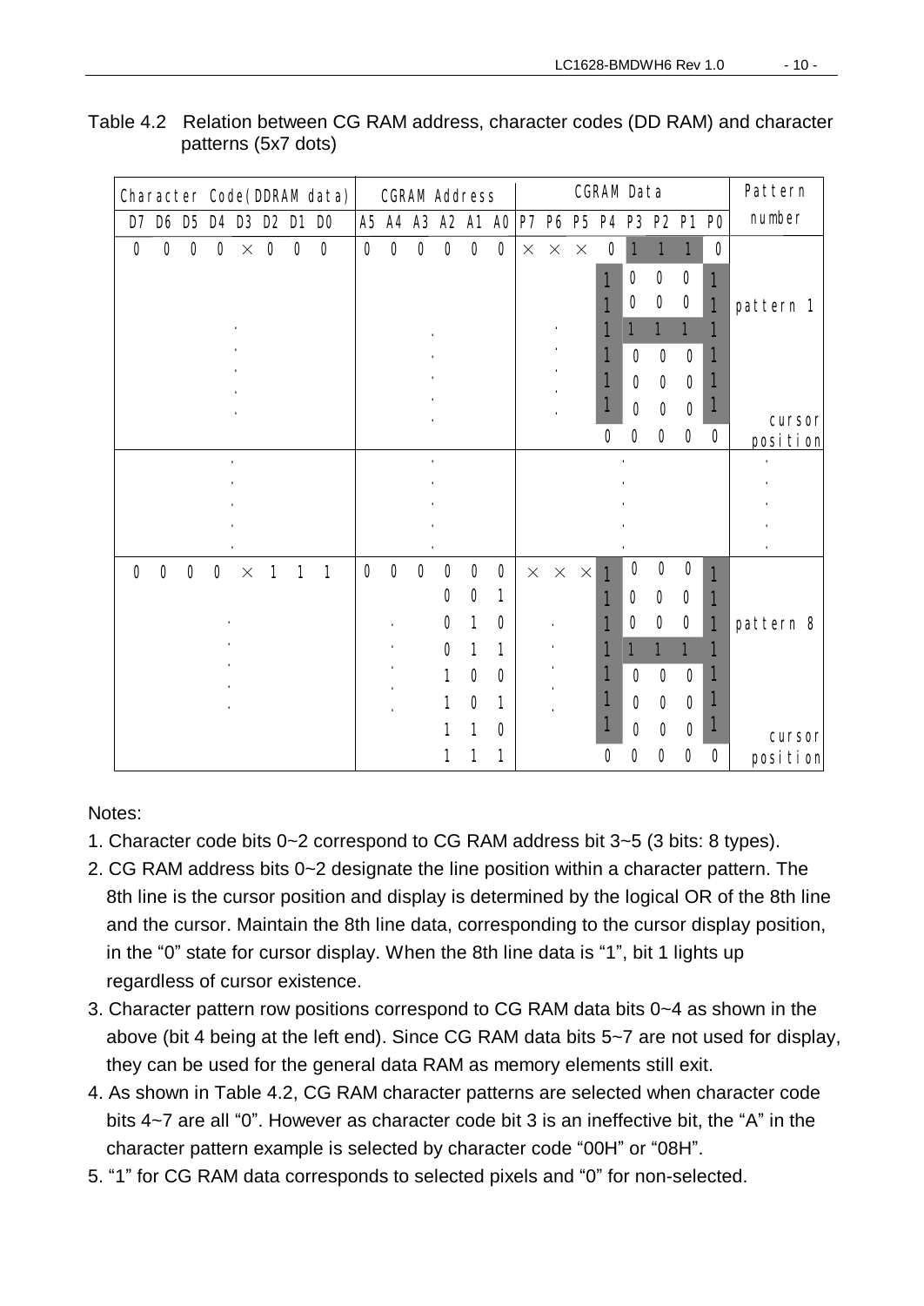Table 4.2 Relation between CG RAM address, character codes (DD RAM) and character patterns (5x7 dots)

| Character Code(DDRAM data) | | | | | | | | CGRAM Address | | | | | | CGRAM Data | | | | | | | | Pattern number |
|---|---|---|---|---|---|---|---|---|---|---|---|---|---|---|---|---|---|---|---|---|---|---|
| D7 | D6 | D5 | D4 | D3 | D2 | D1 | D0 | A5 | A4 | A3 | A2 | A1 | A0 | P7 | P6 | P5 | P4 | P3 | P2 | P1 | P0 | |
| 0 | 0 | 0 | 0 | × | 0 | 0 | 0 | 0 | 0 | 0 | 0 | 0 | 0 | × | × | × | 0 | 1 | 1 | 1 | 0 | pattern 1 |
| | | | | | | | | | | | | | | | | | 1 | 0 | 0 | 0 | 1 | |
| | | | | | | | | | | | | | | | | | 1 | 0 | 0 | 0 | 1 | |
| | | | . | | | | | | | . | | | | | . | | 1 | 1 | 1 | 1 | 1 | |
| | | | . | | | | | | | . | | | | | . | | 1 | 0 | 0 | 0 | 1 | |
| | | | . | | | | | | | . | | | | | . | | 1 | 0 | 0 | 0 | 1 | |
| | | | . | | | | | | | . | | | | | . | | 1 | 0 | 0 | 0 | 1 | |
| | | | | | | | | | | | | | | | | | 0 | 0 | 0 | 0 | 0 | cursor position |
| | | | . | | | | | | | . | | | | | | | | . | | | | . |
| | | | . | | | | | | | . | | | | | | | | . | | | | . |
| | | | . | | | | | | | . | | | | | | | | . | | | | . |
| 0 | 0 | 0 | 0 | × | 1 | 1 | 1 | 0 | 0 | 0 | 0 | 0 | 0 | × | × | × | 1 | 0 | 0 | 0 | 1 | pattern 8 |
| | | | | | | | | | | | 0 | 0 | 1 | | | | 1 | 0 | 0 | 0 | 1 | |
| | | | . | | | | | | . | | 0 | 1 | 0 | | . | | 1 | 0 | 0 | 0 | 1 | |
| | | | . | | | | | | . | | 0 | 1 | 1 | | . | | 1 | 1 | 1 | 1 | 1 | |
| | | | . | | | | | | . | | 1 | 0 | 0 | | . | | 1 | 0 | 0 | 0 | 1 | |
| | | | . | | | | | | . | | 1 | 0 | 1 | | . | | 1 | 0 | 0 | 0 | 1 | |
| | | | | | | | | | | | 1 | 1 | 0 | | | | 1 | 0 | 0 | 0 | 1 | |
| | | | | | | | | | | | 1 | 1 | 1 | | | | 0 | 0 | 0 | 0 | 0 | cursor position |

Notes:

1. Character code bits 0~2 correspond to CG RAM address bit 3~5 (3 bits: 8 types).
2. CG RAM address bits 0~2 designate the line position within a character pattern. The 8th line is the cursor position and display is determined by the logical OR of the 8th line and the cursor. Maintain the 8th line data, corresponding to the cursor display position, in the "0" state for cursor display. When the 8th line data is "1", bit 1 lights up regardless of cursor existence.
3. Character pattern row positions correspond to CG RAM data bits 0~4 as shown in the above (bit 4 being at the left end). Since CG RAM data bits 5~7 are not used for display, they can be used for the general data RAM as memory elements still exit.
4. As shown in Table 4.2, CG RAM character patterns are selected when character code bits 4~7 are all "0". However as character code bit 3 is an ineffective bit, the "A" in the character pattern example is selected by character code "00H" or "08H".
5. "1" for CG RAM data corresponds to selected pixels and "0" for non-selected.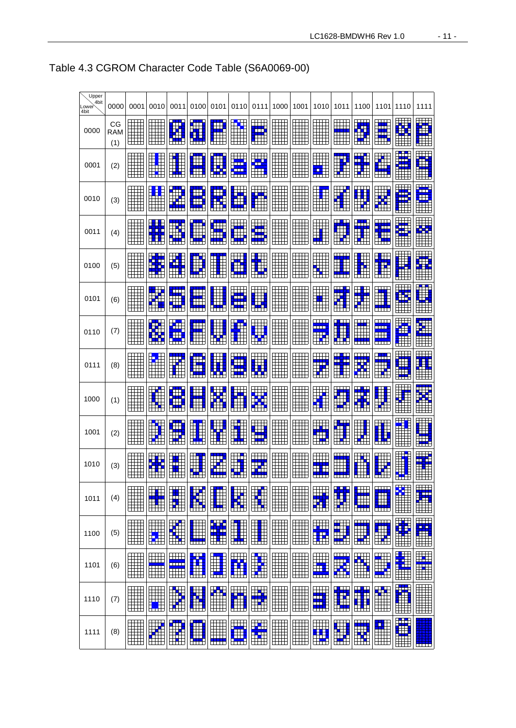# Table 4.3 CGROM Character Code Table (S6A0069-00)

| Upper 4bit / Lower 4bit | 0000 | 0001 | 0010 | 0011 | 0100 | 0101 | 0110 | 0111 | 1000 | 1001 | 1010 | 1011 | 1100 | 1101 | 1110 | 1111 |
|---|---|---|---|---|---|---|---|---|---|---|---|---|---|---|---|---|
| 0000 | CG RAM (1) | | | 0 | @ | P | ` | p | | | | ー | タ | ミ | α | p |
| 0001 | (2) | | ! | 1 | A | Q | a | q | | | 。 | ア | チ | ム | ä | q |
| 0010 | (3) | | " | 2 | B | R | b | r | | | 「 | イ | ツ | メ | β | θ |
| 0011 | (4) | | # | 3 | C | S | c | s | | | 」 | ウ | テ | モ | ε | ∞ |
| 0100 | (5) | | $ | 4 | D | T | d | t | | | 、 | エ | ト | ヤ | μ | Ω |
| 0101 | (6) | | % | 5 | E | U | e | u | | | ・ | オ | ナ | ユ | σ | ü |
| 0110 | (7) | | & | 6 | F | V | f | v | | | ヲ | カ | ニ | ヨ | ρ | Σ |
| 0111 | (8) | | ' | 7 | G | W | g | w | | | ァ | キ | ヌ | ラ | g | π |
| 1000 | (1) | | ( | 8 | H | X | h | x | | | ィ | ク | ネ | リ | √ | x̄ |
| 1001 | (2) | | ) | 9 | I | Y | i | y | | | ゥ | ケ | ノ | ル | ⁻¹ | y |
| 1010 | (3) | | * | : | J | Z | j | z | | | ェ | コ | ハ | レ | j | 千 |
| 1011 | (4) | | + | ; | K | [ | k | { | | | ォ | サ | ヒ | ロ | ˣ | 万 |
| 1100 | (5) | | , | < | L | ¥ | l | \| | | | ャ | シ | フ | ワ | ¢ | 円 |
| 1101 | (6) | | - | = | M | ] | m | } | | | ュ | ス | ヘ | ン | £ | ÷ |
| 1110 | (7) | | . | > | N | ^ | n | → | | | ョ | セ | ホ | ゛ | ñ | |
| 1111 | (8) | | / | ? | O | _ | o | ← | | | ッ | ソ | マ | ゜ | ö | █ |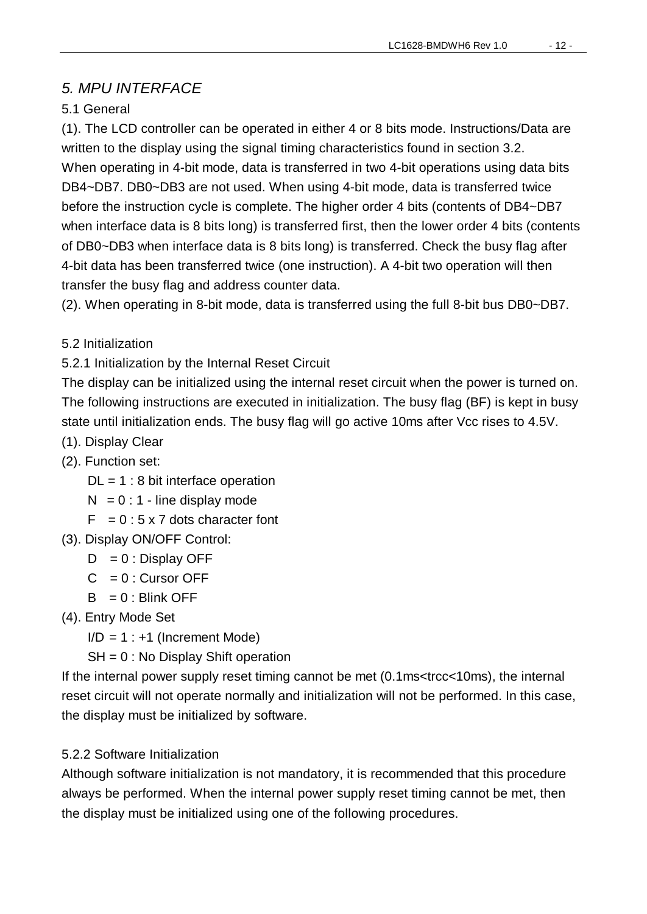## *5. MPU INTERFACE*

### 5.1 General

(1). The LCD controller can be operated in either 4 or 8 bits mode. Instructions/Data are written to the display using the signal timing characteristics found in section 3.2. When operating in 4-bit mode, data is transferred in two 4-bit operations using data bits DB4~DB7. DB0~DB3 are not used. When using 4-bit mode, data is transferred twice before the instruction cycle is complete. The higher order 4 bits (contents of DB4~DB7 when interface data is 8 bits long) is transferred first, then the lower order 4 bits (contents of DB0~DB3 when interface data is 8 bits long) is transferred. Check the busy flag after 4-bit data has been transferred twice (one instruction). A 4-bit two operation will then transfer the busy flag and address counter data.

(2). When operating in 8-bit mode, data is transferred using the full 8-bit bus DB0~DB7.

### 5.2 Initialization

#### 5.2.1 Initialization by the Internal Reset Circuit

The display can be initialized using the internal reset circuit when the power is turned on. The following instructions are executed in initialization. The busy flag (BF) is kept in busy state until initialization ends. The busy flag will go active 10ms after Vcc rises to 4.5V.

(1). Display Clear

(2). Function set:

- DL = 1 : 8 bit interface operation
- N = 0 : 1 - line display mode
- F = 0 : 5 x 7 dots character font

(3). Display ON/OFF Control:

- D = 0 : Display OFF
- C = 0 : Cursor OFF
- B = 0 : Blink OFF

(4). Entry Mode Set

- I/D = 1 : +1 (Increment Mode)
- SH = 0 : No Display Shift operation

If the internal power supply reset timing cannot be met (0.1ms<trcc<10ms), the internal reset circuit will not operate normally and initialization will not be performed. In this case, the display must be initialized by software.

#### 5.2.2 Software Initialization

Although software initialization is not mandatory, it is recommended that this procedure always be performed. When the internal power supply reset timing cannot be met, then the display must be initialized using one of the following procedures.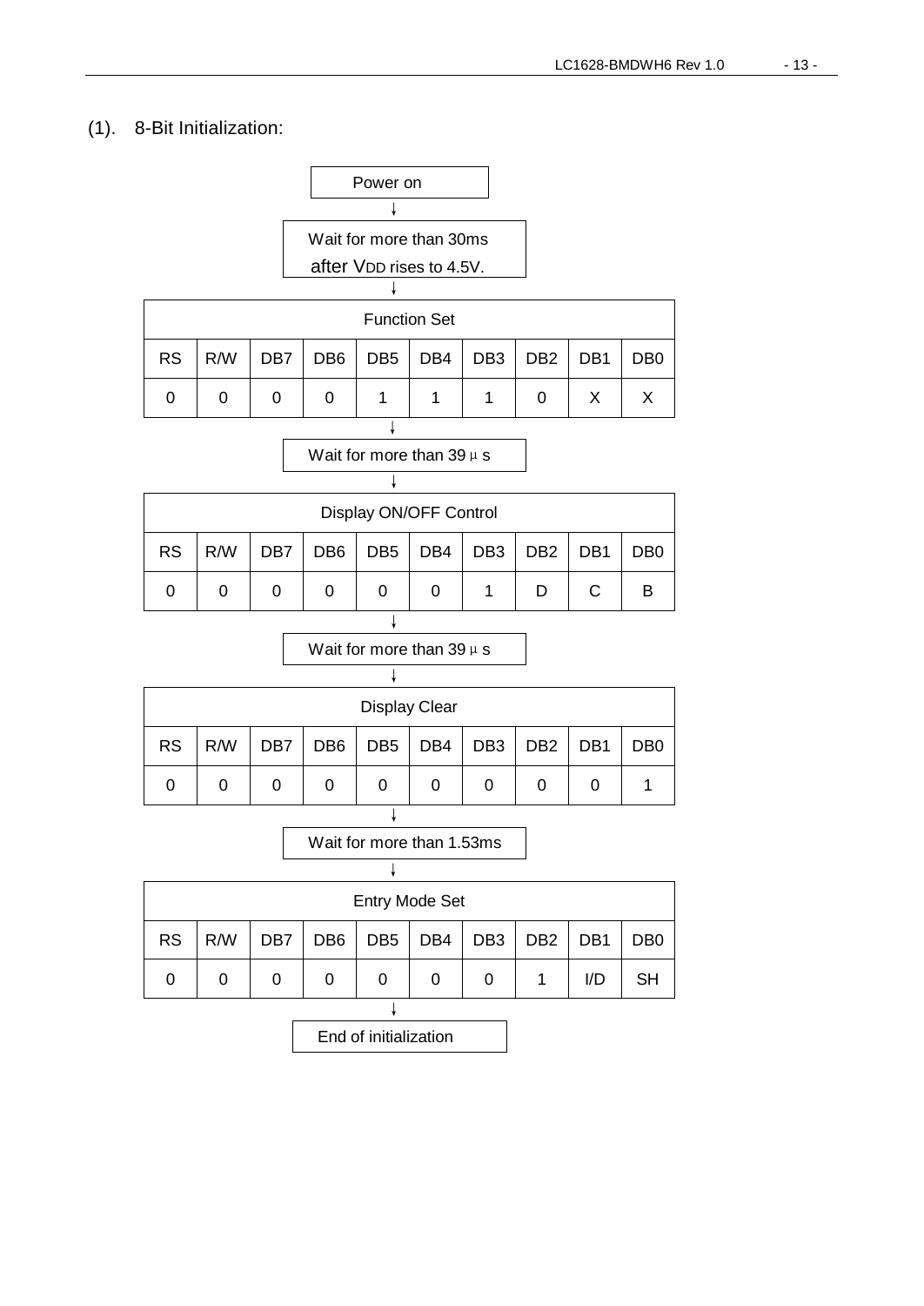## (1). 8-Bit Initialization:

Power on

↓

Wait for more than 30ms after $V_{DD}$ rises to 4.5V.

↓

| Function Set | | | | | | | | | |
|---|---|---|---|---|---|---|---|---|---|
| RS | R/W | DB7 | DB6 | DB5 | DB4 | DB3 | DB2 | DB1 | DB0 |
| 0 | 0 | 0 | 0 | 1 | 1 | 1 | 0 | X | X |

↓

Wait for more than 39 μs

↓

| Display ON/OFF Control | | | | | | | | | |
|---|---|---|---|---|---|---|---|---|---|
| RS | R/W | DB7 | DB6 | DB5 | DB4 | DB3 | DB2 | DB1 | DB0 |
| 0 | 0 | 0 | 0 | 0 | 0 | 1 | D | C | B |

↓

Wait for more than 39 μs

↓

| Display Clear | | | | | | | | | |
|---|---|---|---|---|---|---|---|---|---|
| RS | R/W | DB7 | DB6 | DB5 | DB4 | DB3 | DB2 | DB1 | DB0 |
| 0 | 0 | 0 | 0 | 0 | 0 | 0 | 0 | 0 | 1 |

↓

Wait for more than 1.53ms

↓

| Entry Mode Set | | | | | | | | | |
|---|---|---|---|---|---|---|---|---|---|
| RS | R/W | DB7 | DB6 | DB5 | DB4 | DB3 | DB2 | DB1 | DB0 |
| 0 | 0 | 0 | 0 | 0 | 0 | 0 | 1 | I/D | SH |

↓

End of initialization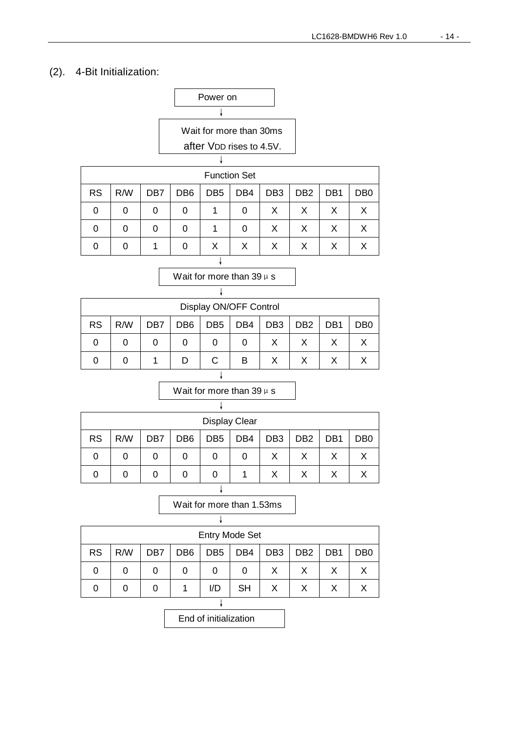(2). 4-Bit Initialization:

Power on

↓

Wait for more than 30ms after $V_{DD}$ rises to 4.5V.

↓

| Function Set | | | | | | | | | |
|---|---|---|---|---|---|---|---|---|---|
| RS | R/W | DB7 | DB6 | DB5 | DB4 | DB3 | DB2 | DB1 | DB0 |
| 0 | 0 | 0 | 0 | 1 | 0 | X | X | X | X |
| 0 | 0 | 0 | 0 | 1 | 0 | X | X | X | X |
| 0 | 0 | 1 | 0 | X | X | X | X | X | X |

↓

Wait for more than 39 μs

↓

| Display ON/OFF Control | | | | | | | | | |
|---|---|---|---|---|---|---|---|---|---|
| RS | R/W | DB7 | DB6 | DB5 | DB4 | DB3 | DB2 | DB1 | DB0 |
| 0 | 0 | 0 | 0 | 0 | 0 | X | X | X | X |
| 0 | 0 | 1 | D | C | B | X | X | X | X |

↓

Wait for more than 39 μs

↓

| Display Clear | | | | | | | | | |
|---|---|---|---|---|---|---|---|---|---|
| RS | R/W | DB7 | DB6 | DB5 | DB4 | DB3 | DB2 | DB1 | DB0 |
| 0 | 0 | 0 | 0 | 0 | 0 | X | X | X | X |
| 0 | 0 | 0 | 0 | 0 | 1 | X | X | X | X |

↓

Wait for more than 1.53ms

↓

| Entry Mode Set | | | | | | | | | |
|---|---|---|---|---|---|---|---|---|---|
| RS | R/W | DB7 | DB6 | DB5 | DB4 | DB3 | DB2 | DB1 | DB0 |
| 0 | 0 | 0 | 0 | 0 | 0 | X | X | X | X |
| 0 | 0 | 0 | 1 | I/D | SH | X | X | X | X |

↓

End of initialization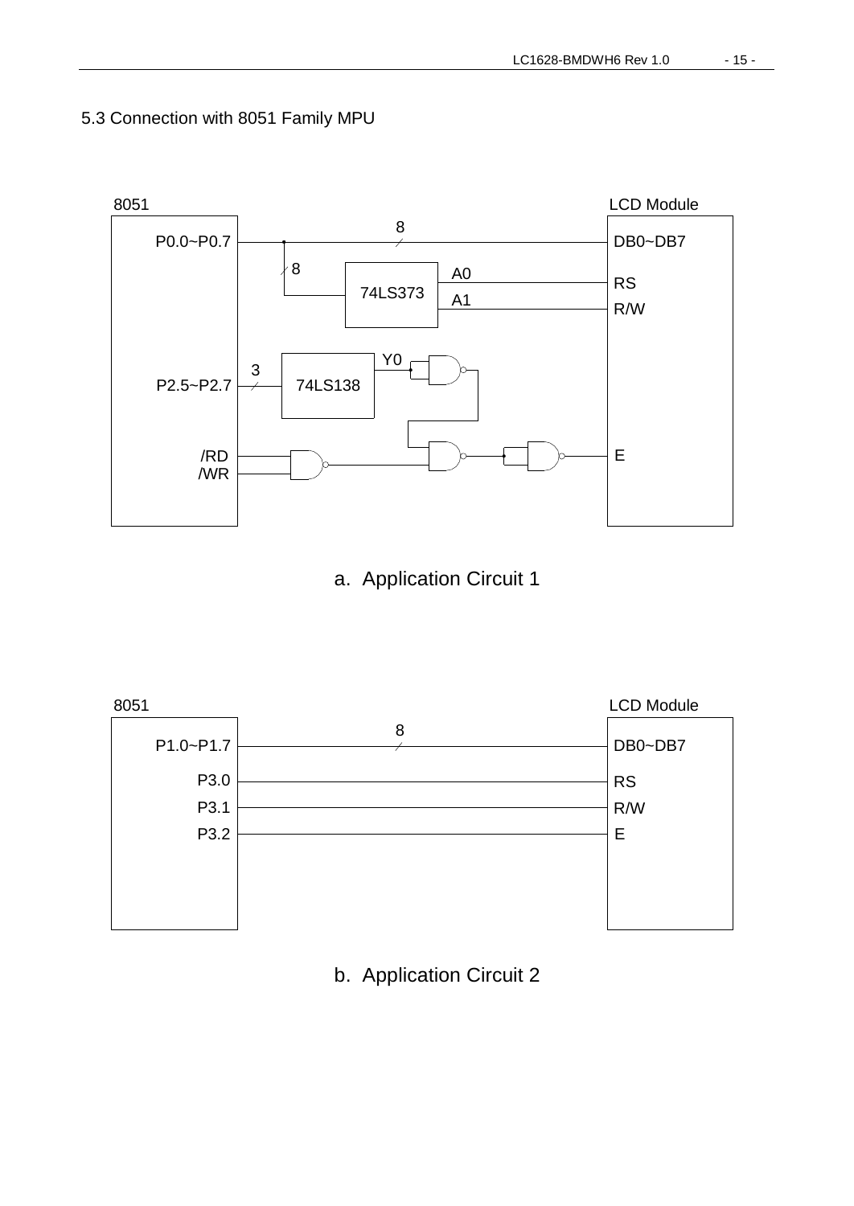## 5.3 Connection with 8051 Family MPU

a. Application Circuit 1

b. Application Circuit 2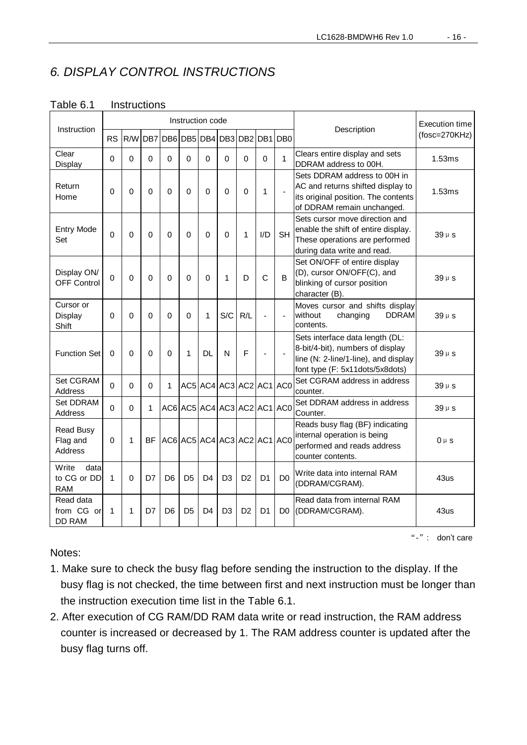## *6. DISPLAY CONTROL INSTRUCTIONS*

Table 6.1 Instructions

| Instruction | Instruction code | | | | | | | | | | Description | Execution time (fosc=270KHz) |
|---|---|---|---|---|---|---|---|---|---|---|---|---|
| | RS | R/W | DB7 | DB6 | DB5 | DB4 | DB3 | DB2 | DB1 | DB0 | | |
| Clear Display | 0 | 0 | 0 | 0 | 0 | 0 | 0 | 0 | 0 | 1 | Clears entire display and sets DDRAM address to 00H. | 1.53ms |
| Return Home | 0 | 0 | 0 | 0 | 0 | 0 | 0 | 0 | 1 | - | Sets DDRAM address to 00H in AC and returns shifted display to its original position. The contents of DDRAM remain unchanged. | 1.53ms |
| Entry Mode Set | 0 | 0 | 0 | 0 | 0 | 0 | 0 | 1 | I/D | SH | Sets cursor move direction and enable the shift of entire display. These operations are performed during data write and read. | 39μs |
| Display ON/ OFF Control | 0 | 0 | 0 | 0 | 0 | 0 | 1 | D | C | B | Set ON/OFF of entire display (D), cursor ON/OFF(C), and blinking of cursor position character (B). | 39μs |
| Cursor or Display Shift | 0 | 0 | 0 | 0 | 0 | 1 | S/C | R/L | - | - | Moves cursor and shifts display without changing DDRAM contents. | 39μs |
| Function Set | 0 | 0 | 0 | 0 | 1 | DL | N | F | - | - | Sets interface data length (DL: 8-bit/4-bit), numbers of display line (N: 2-line/1-line), and display font type (F: 5x11dots/5x8dots) | 39μs |
| Set CGRAM Address | 0 | 0 | 0 | 1 | AC5 | AC4 | AC3 | AC2 | AC1 | AC0 | Set CGRAM address in address counter. | 39μs |
| Set DDRAM Address | 0 | 0 | 1 | AC6 | AC5 | AC4 | AC3 | AC2 | AC1 | AC0 | Set DDRAM address in address Counter. | 39μs |
| Read Busy Flag and Address | 0 | 1 | BF | AC6 | AC5 | AC4 | AC3 | AC2 | AC1 | AC0 | Reads busy flag (BF) indicating internal operation is being performed and reads address counter contents. | 0μs |
| Write data to CG or DD RAM | 1 | 0 | D7 | D6 | D5 | D4 | D3 | D2 | D1 | D0 | Write data into internal RAM (DDRAM/CGRAM). | 43us |
| Read data from CG or DD RAM | 1 | 1 | D7 | D6 | D5 | D4 | D3 | D2 | D1 | D0 | Read data from internal RAM (DDRAM/CGRAM). | 43us |

"-" : don't care

Notes:

1. Make sure to check the busy flag before sending the instruction to the display. If the busy flag is not checked, the time between first and next instruction must be longer than the instruction execution time list in the Table 6.1.
2. After execution of CG RAM/DD RAM data write or read instruction, the RAM address counter is increased or decreased by 1. The RAM address counter is updated after the busy flag turns off.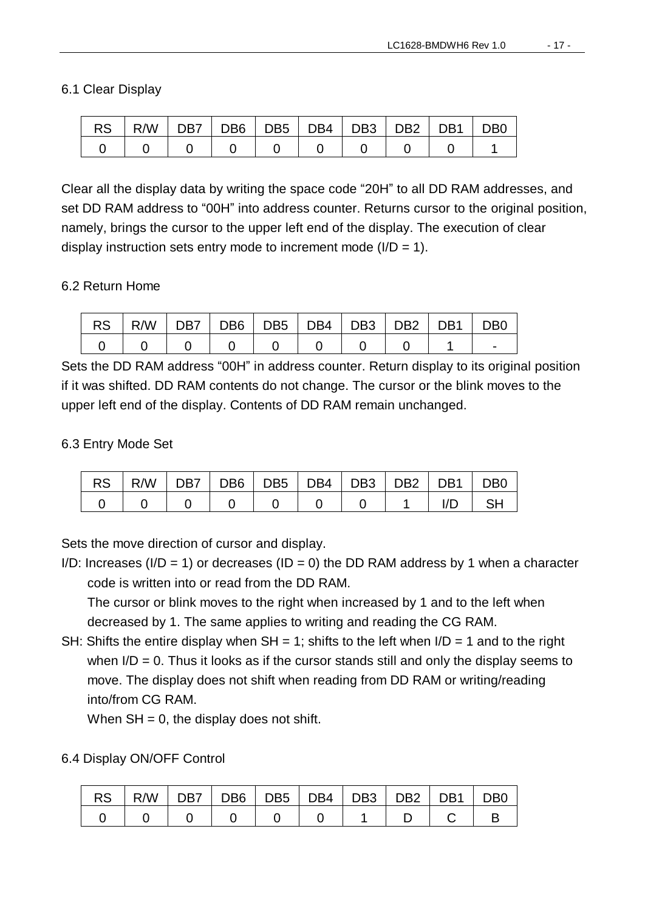## 6.1 Clear Display

| RS | R/W | DB7 | DB6 | DB5 | DB4 | DB3 | DB2 | DB1 | DB0 |
|---|---|---|---|---|---|---|---|---|---|
| 0 | 0 | 0 | 0 | 0 | 0 | 0 | 0 | 0 | 1 |

Clear all the display data by writing the space code “20H” to all DD RAM addresses, and set DD RAM address to “00H” into address counter. Returns cursor to the original position, namely, brings the cursor to the upper left end of the display. The execution of clear display instruction sets entry mode to increment mode (I/D = 1).

## 6.2 Return Home

| RS | R/W | DB7 | DB6 | DB5 | DB4 | DB3 | DB2 | DB1 | DB0 |
|---|---|---|---|---|---|---|---|---|---|
| 0 | 0 | 0 | 0 | 0 | 0 | 0 | 0 | 1 | - |

Sets the DD RAM address “00H” in address counter. Return display to its original position if it was shifted. DD RAM contents do not change. The cursor or the blink moves to the upper left end of the display. Contents of DD RAM remain unchanged.

## 6.3 Entry Mode Set

| RS | R/W | DB7 | DB6 | DB5 | DB4 | DB3 | DB2 | DB1 | DB0 |
|---|---|---|---|---|---|---|---|---|---|
| 0 | 0 | 0 | 0 | 0 | 0 | 0 | 1 | I/D | SH |

Sets the move direction of cursor and display.

I/D: Increases (I/D = 1) or decreases (ID = 0) the DD RAM address by 1 when a character code is written into or read from the DD RAM.
The cursor or blink moves to the right when increased by 1 and to the left when decreased by 1. The same applies to writing and reading the CG RAM.

SH: Shifts the entire display when SH = 1; shifts to the left when I/D = 1 and to the right when I/D = 0. Thus it looks as if the cursor stands still and only the display seems to move. The display does not shift when reading from DD RAM or writing/reading into/from CG RAM.
When SH = 0, the display does not shift.

## 6.4 Display ON/OFF Control

| RS | R/W | DB7 | DB6 | DB5 | DB4 | DB3 | DB2 | DB1 | DB0 |
|---|---|---|---|---|---|---|---|---|---|
| 0 | 0 | 0 | 0 | 0 | 0 | 1 | D | C | B |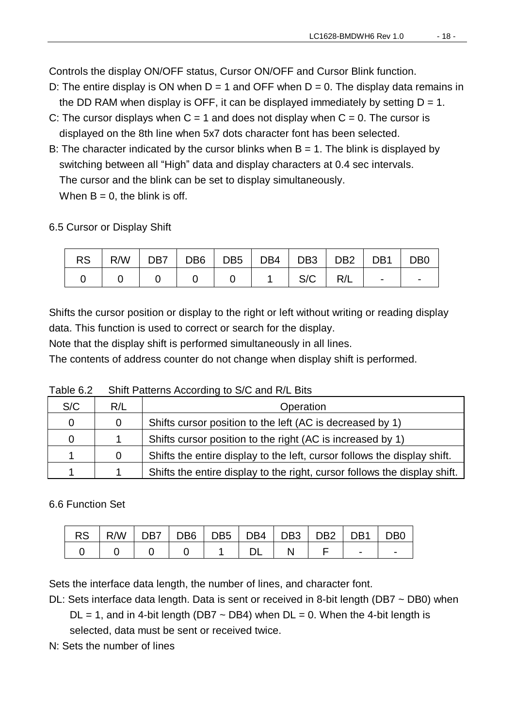Controls the display ON/OFF status, Cursor ON/OFF and Cursor Blink function.

D: The entire display is ON when D = 1 and OFF when D = 0. The display data remains in the DD RAM when display is OFF, it can be displayed immediately by setting D = 1.

C: The cursor displays when C = 1 and does not display when C = 0. The cursor is displayed on the 8th line when 5x7 dots character font has been selected.

B: The character indicated by the cursor blinks when B = 1. The blink is displayed by switching between all "High" data and display characters at 0.4 sec intervals. The cursor and the blink can be set to display simultaneously. When B = 0, the blink is off.

### 6.5 Cursor or Display Shift

| RS | R/W | DB7 | DB6 | DB5 | DB4 | DB3 | DB2 | DB1 | DB0 |
|---|---|---|---|---|---|---|---|---|---|
| 0 | 0 | 0 | 0 | 0 | 1 | S/C | R/L | - | - |

Shifts the cursor position or display to the right or left without writing or reading display data. This function is used to correct or search for the display.

Note that the display shift is performed simultaneously in all lines.

The contents of address counter do not change when display shift is performed.

Table 6.2 Shift Patterns According to S/C and R/L Bits

| S/C | R/L | Operation |
|---|---|---|
| 0 | 0 | Shifts cursor position to the left (AC is decreased by 1) |
| 0 | 1 | Shifts cursor position to the right (AC is increased by 1) |
| 1 | 0 | Shifts the entire display to the left, cursor follows the display shift. |
| 1 | 1 | Shifts the entire display to the right, cursor follows the display shift. |

### 6.6 Function Set

| RS | R/W | DB7 | DB6 | DB5 | DB4 | DB3 | DB2 | DB1 | DB0 |
|---|---|---|---|---|---|---|---|---|---|
| 0 | 0 | 0 | 0 | 1 | DL | N | F | - | - |

Sets the interface data length, the number of lines, and character font.

DL: Sets interface data length. Data is sent or received in 8-bit length (DB7 ~ DB0) when DL = 1, and in 4-bit length (DB7 ~ DB4) when DL = 0. When the 4-bit length is selected, data must be sent or received twice.

N: Sets the number of lines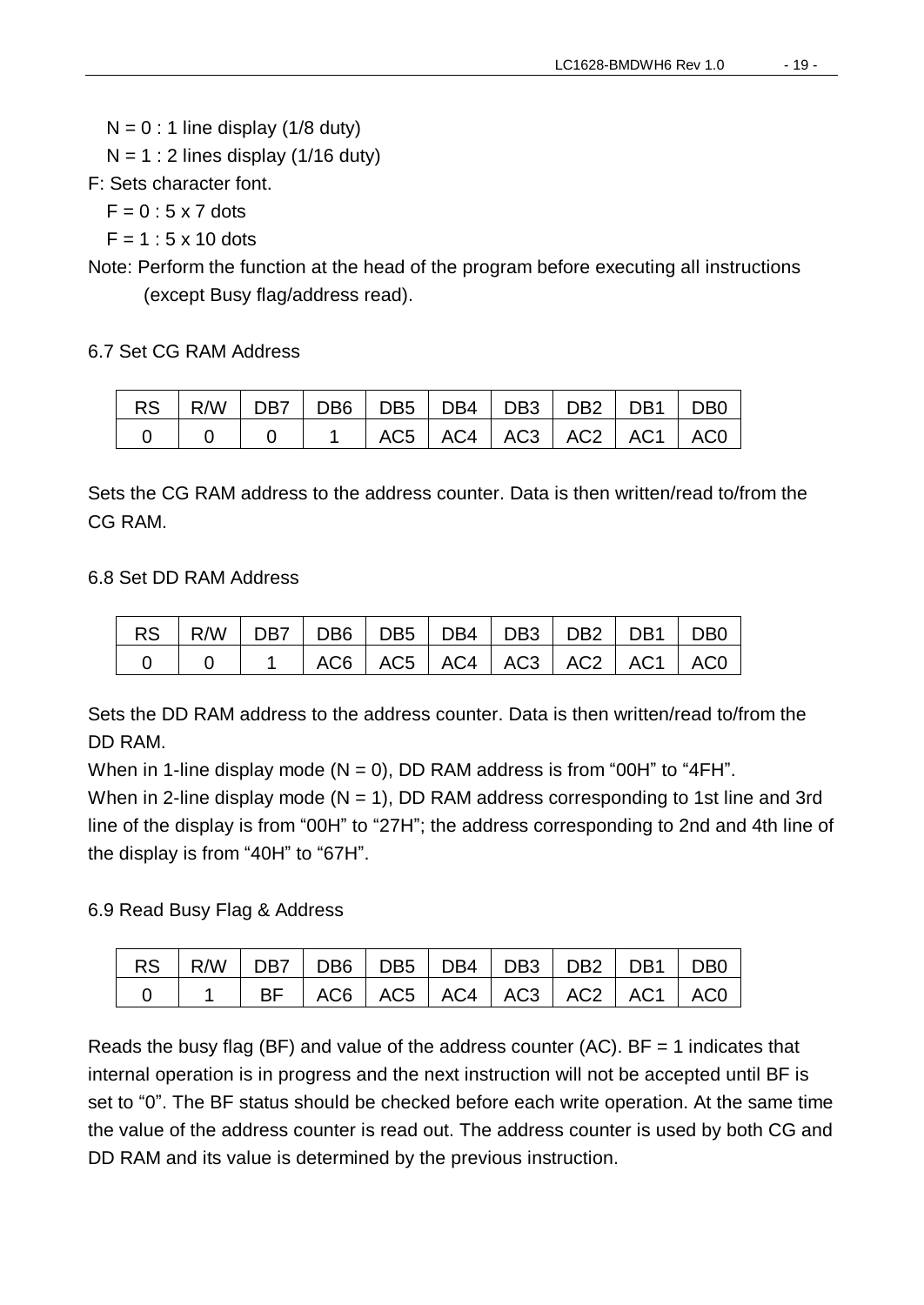N = 0 : 1 line display (1/8 duty)

N = 1 : 2 lines display (1/16 duty)

F: Sets character font.

F = 0 : 5 x 7 dots

F = 1 : 5 x 10 dots

Note: Perform the function at the head of the program before executing all instructions (except Busy flag/address read).

6.7 Set CG RAM Address

| RS | R/W | DB7 | DB6 | DB5 | DB4 | DB3 | DB2 | DB1 | DB0 |
|---|---|---|---|---|---|---|---|---|---|
| 0 | 0 | 0 | 1 | AC5 | AC4 | AC3 | AC2 | AC1 | AC0 |

Sets the CG RAM address to the address counter. Data is then written/read to/from the CG RAM.

6.8 Set DD RAM Address

| RS | R/W | DB7 | DB6 | DB5 | DB4 | DB3 | DB2 | DB1 | DB0 |
|---|---|---|---|---|---|---|---|---|---|
| 0 | 0 | 1 | AC6 | AC5 | AC4 | AC3 | AC2 | AC1 | AC0 |

Sets the DD RAM address to the address counter. Data is then written/read to/from the DD RAM.

When in 1-line display mode (N = 0), DD RAM address is from “00H” to “4FH”.

When in 2-line display mode (N = 1), DD RAM address corresponding to 1st line and 3rd line of the display is from “00H” to “27H”; the address corresponding to 2nd and 4th line of the display is from “40H” to “67H”.

6.9 Read Busy Flag & Address

| RS | R/W | DB7 | DB6 | DB5 | DB4 | DB3 | DB2 | DB1 | DB0 |
|---|---|---|---|---|---|---|---|---|---|
| 0 | 1 | BF | AC6 | AC5 | AC4 | AC3 | AC2 | AC1 | AC0 |

Reads the busy flag (BF) and value of the address counter (AC). BF = 1 indicates that internal operation is in progress and the next instruction will not be accepted until BF is set to “0”. The BF status should be checked before each write operation. At the same time the value of the address counter is read out. The address counter is used by both CG and DD RAM and its value is determined by the previous instruction.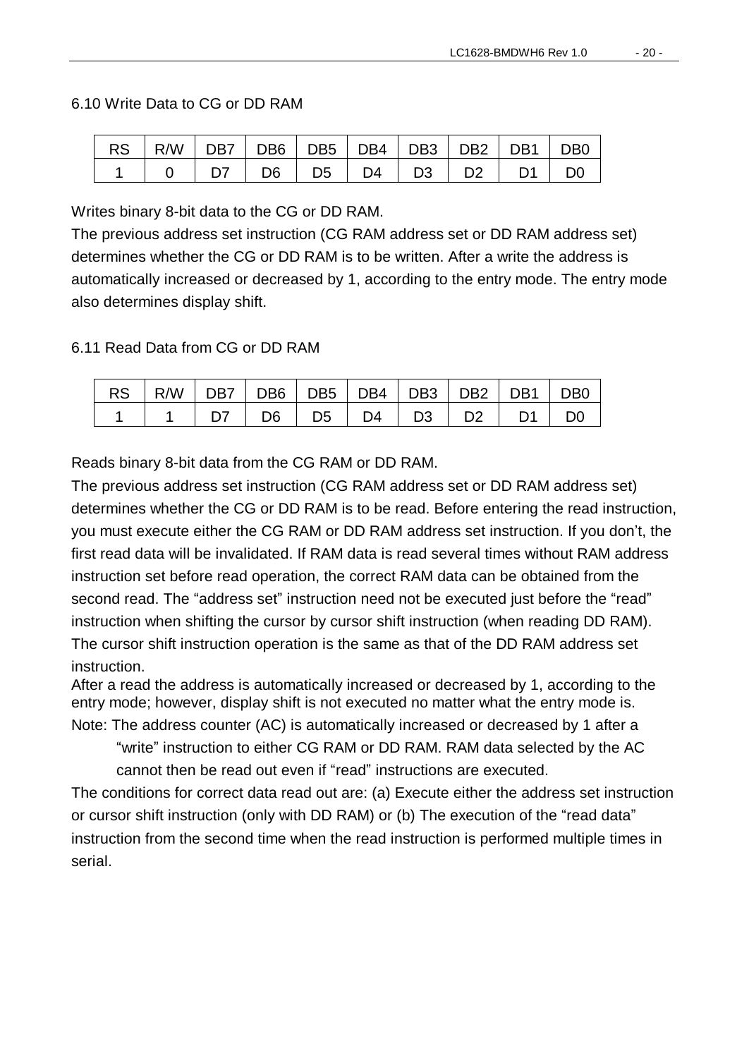### 6.10 Write Data to CG or DD RAM

| RS | R/W | DB7 | DB6 | DB5 | DB4 | DB3 | DB2 | DB1 | DB0 |
|---|---|---|---|---|---|---|---|---|---|
| 1 | 0 | D7 | D6 | D5 | D4 | D3 | D2 | D1 | D0 |

Writes binary 8-bit data to the CG or DD RAM.
The previous address set instruction (CG RAM address set or DD RAM address set) determines whether the CG or DD RAM is to be written. After a write the address is automatically increased or decreased by 1, according to the entry mode. The entry mode also determines display shift.

### 6.11 Read Data from CG or DD RAM

| RS | R/W | DB7 | DB6 | DB5 | DB4 | DB3 | DB2 | DB1 | DB0 |
|---|---|---|---|---|---|---|---|---|---|
| 1 | 1 | D7 | D6 | D5 | D4 | D3 | D2 | D1 | D0 |

Reads binary 8-bit data from the CG RAM or DD RAM.
The previous address set instruction (CG RAM address set or DD RAM address set) determines whether the CG or DD RAM is to be read. Before entering the read instruction, you must execute either the CG RAM or DD RAM address set instruction. If you don't, the first read data will be invalidated. If RAM data is read several times without RAM address instruction set before read operation, the correct RAM data can be obtained from the second read. The "address set" instruction need not be executed just before the "read" instruction when shifting the cursor by cursor shift instruction (when reading DD RAM). The cursor shift instruction operation is the same as that of the DD RAM address set instruction.
After a read the address is automatically increased or decreased by 1, according to the entry mode; however, display shift is not executed no matter what the entry mode is.
Note: The address counter (AC) is automatically increased or decreased by 1 after a "write" instruction to either CG RAM or DD RAM. RAM data selected by the AC cannot then be read out even if "read" instructions are executed.
The conditions for correct data read out are: (a) Execute either the address set instruction or cursor shift instruction (only with DD RAM) or (b) The execution of the "read data" instruction from the second time when the read instruction is performed multiple times in serial.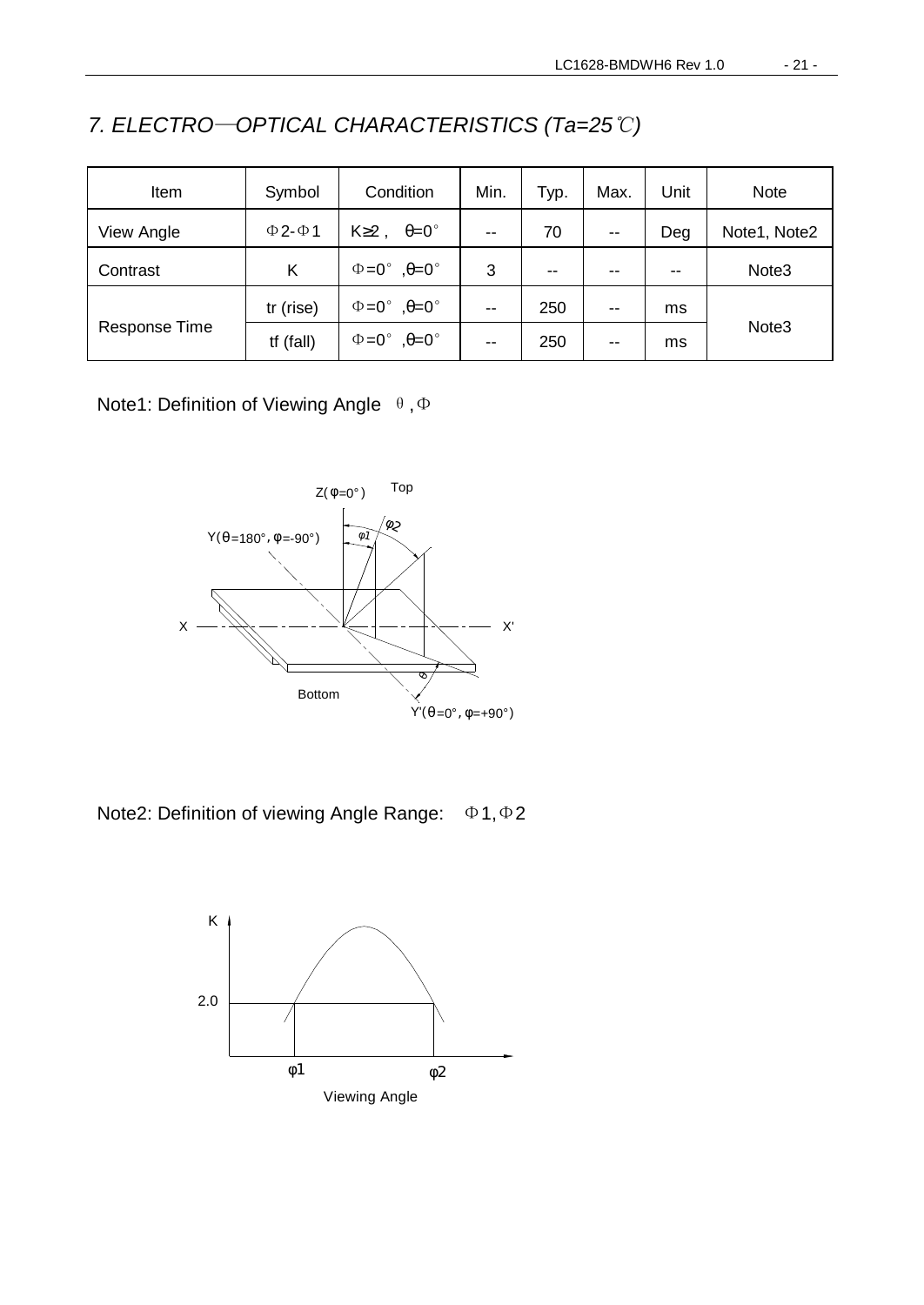## 7. ELECTRO—OPTICAL CHARACTERISTICS (Ta=25℃)

| Item | Symbol | Condition | Min. | Typ. | Max. | Unit | Note |
|---|---|---|---|---|---|---|---|
| View Angle | Φ2-Φ1 | K≥2 , θ=0° | -- | 70 | -- | Deg | Note1, Note2 |
| Contrast | K | Φ=0° ,θ=0° | 3 | -- | -- | -- | Note3 |
| Response Time | tr (rise) | Φ=0° ,θ=0° | -- | 250 | -- | ms | Note3 |
| | tf (fall) | Φ=0° ,θ=0° | -- | 250 | -- | ms | |

Note1: Definition of Viewing Angle θ , Φ

Note2: Definition of viewing Angle Range: Φ1, Φ2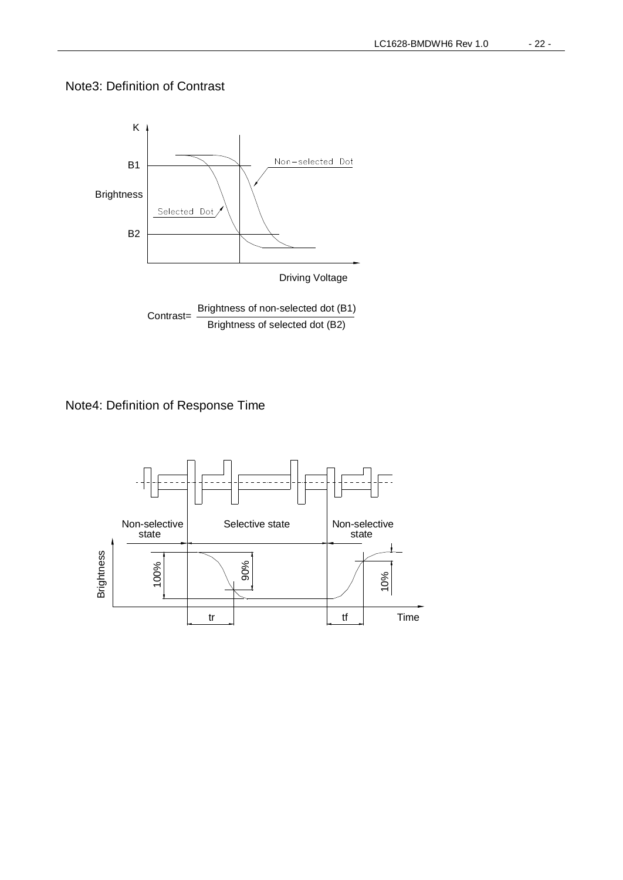## Note3: Definition of Contrast

$$\text{Contrast} = \frac{\text{Brightness of non-selected dot (B1)}}{\text{Brightness of selected dot (B2)}}$$

## Note4: Definition of Response Time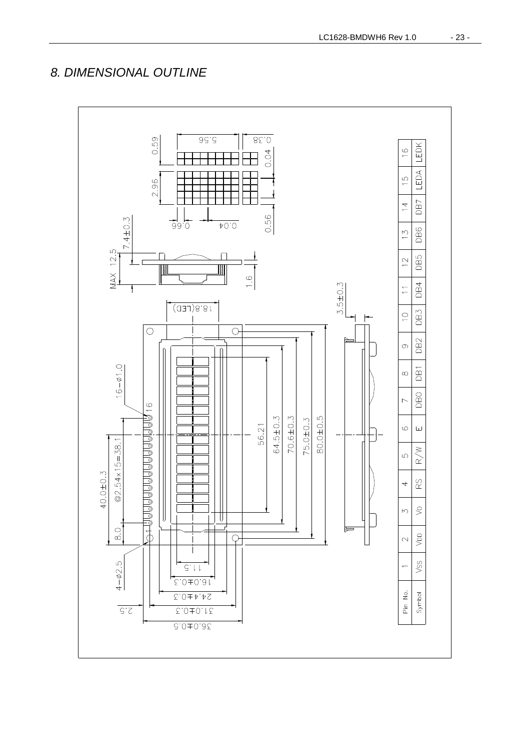## 8. DIMENSIONAL OUTLINE

| Pin No. | 1 | 2 | 3 | 4 | 5 | 6 | 7 | 8 | 9 | 10 | 11 | 12 | 13 | 14 | 15 | 16 |
|---|---|---|---|---|---|---|---|---|---|---|---|---|---|---|---|---|
| Symbol | VSS | VDD | Vo | RS | R/W | E | DB0 | DB1 | DB2 | DB3 | DB4 | DB5 | DB6 | DB7 | LEDA | LEDK |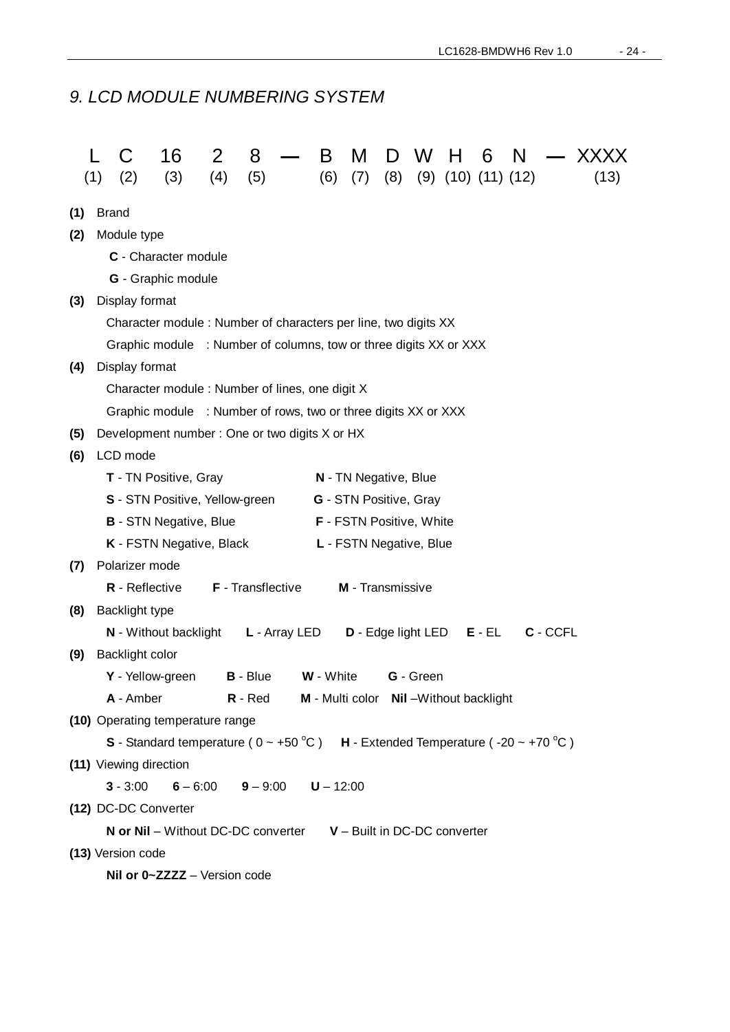# *9. LCD MODULE NUMBERING SYSTEM*

| L | C | 16 | 2 | 8 | — | B | M | D | W | H | 6 | N | — | XXXX |
|---|---|---|---|---|---|---|---|---|---|---|---|---|---|---|
| (1) | (2) | (3) | (4) | (5) | | (6) | (7) | (8) | (9) | (10) | (11) | (12) | | (13) |

**(1)** Brand

**(2)** Module type

- **C** - Character module
- **G** - Graphic module

**(3)** Display format

Character module : Number of characters per line, two digits XX

Graphic module : Number of columns, tow or three digits XX or XXX

**(4)** Display format

Character module : Number of lines, one digit X

Graphic module : Number of rows, two or three digits XX or XXX

**(5)** Development number : One or two digits X or HX

**(6)** LCD mode

- **T** - TN Positive, Gray
- **N** - TN Negative, Blue
- **S** - STN Positive, Yellow-green
- **G** - STN Positive, Gray
- **B** - STN Negative, Blue
- **F** - FSTN Positive, White
- **K** - FSTN Negative, Black
- **L** - FSTN Negative, Blue

**(7)** Polarizer mode

**R** - Reflective **F** - Transflective **M** - Transmissive

**(8)** Backlight type

**N** - Without backlight **L** - Array LED **D** - Edge light LED **E** - EL **C** - CCFL

**(9)** Backlight color

**Y** - Yellow-green **B** - Blue **W** - White **G** - Green

**A** - Amber **R** - Red **M** - Multi color **Nil** –Without backlight

**(10)** Operating temperature range

**S** - Standard temperature ( 0 ~ +50 $^{o}$C ) **H** - Extended Temperature ( -20 ~ +70 $^{o}$C )

**(11)** Viewing direction

**3** - 3:00 **6** – 6:00 **9** – 9:00 **U** – 12:00

**(12)** DC-DC Converter

**N or Nil** – Without DC-DC converter **V** – Built in DC-DC converter

**(13)** Version code

**Nil or 0~ZZZZ** – Version code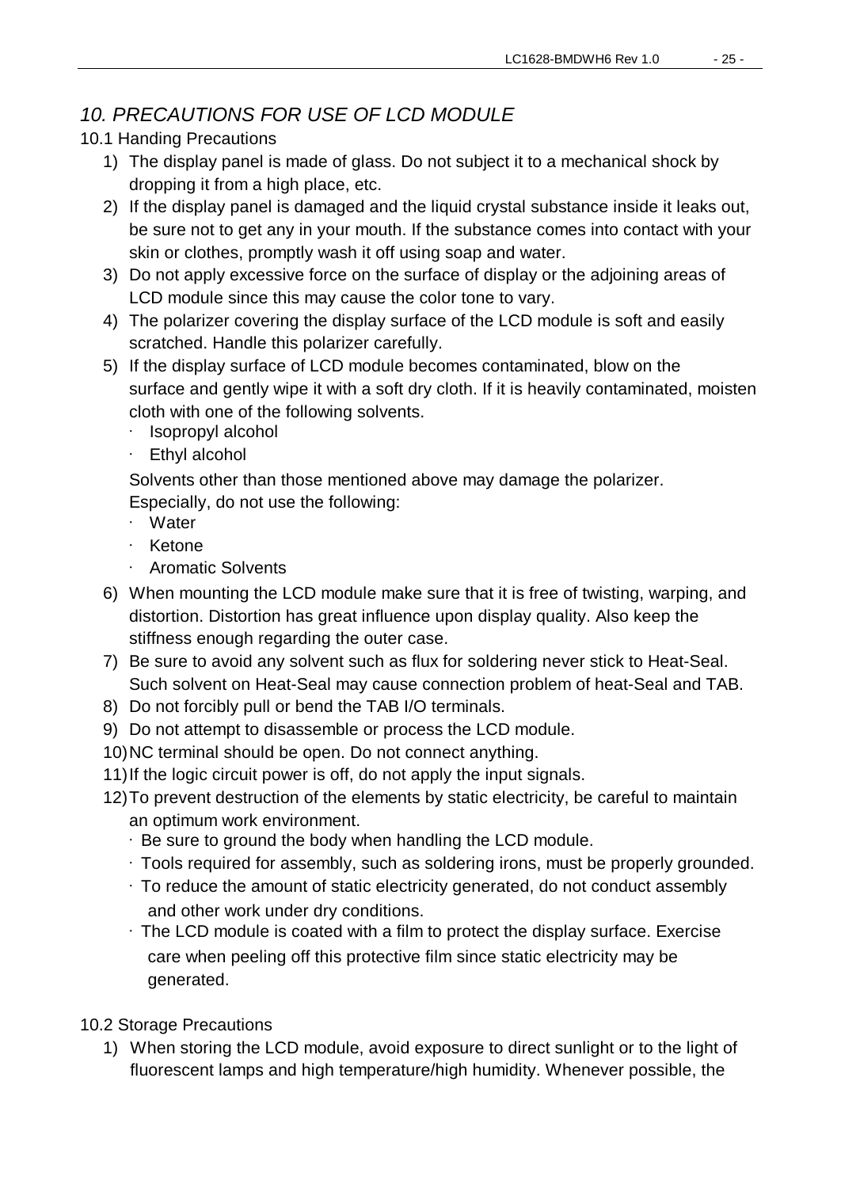## *10. PRECAUTIONS FOR USE OF LCD MODULE*

10.1 Handing Precautions

1) The display panel is made of glass. Do not subject it to a mechanical shock by dropping it from a high place, etc.
2) If the display panel is damaged and the liquid crystal substance inside it leaks out, be sure not to get any in your mouth. If the substance comes into contact with your skin or clothes, promptly wash it off using soap and water.
3) Do not apply excessive force on the surface of display or the adjoining areas of LCD module since this may cause the color tone to vary.
4) The polarizer covering the display surface of the LCD module is soft and easily scratched. Handle this polarizer carefully.
5) If the display surface of LCD module becomes contaminated, blow on the surface and gently wipe it with a soft dry cloth. If it is heavily contaminated, moisten cloth with one of the following solvents.
   - Isopropyl alcohol
   - Ethyl alcohol

   Solvents other than those mentioned above may damage the polarizer. Especially, do not use the following:
   - Water
   - Ketone
   - Aromatic Solvents
6) When mounting the LCD module make sure that it is free of twisting, warping, and distortion. Distortion has great influence upon display quality. Also keep the stiffness enough regarding the outer case.
7) Be sure to avoid any solvent such as flux for soldering never stick to Heat-Seal. Such solvent on Heat-Seal may cause connection problem of heat-Seal and TAB.
8) Do not forcibly pull or bend the TAB I/O terminals.
9) Do not attempt to disassemble or process the LCD module.
10) NC terminal should be open. Do not connect anything.
11) If the logic circuit power is off, do not apply the input signals.
12) To prevent destruction of the elements by static electricity, be careful to maintain an optimum work environment.
    - Be sure to ground the body when handling the LCD module.
    - Tools required for assembly, such as soldering irons, must be properly grounded.
    - To reduce the amount of static electricity generated, do not conduct assembly and other work under dry conditions.
    - The LCD module is coated with a film to protect the display surface. Exercise care when peeling off this protective film since static electricity may be generated.

10.2 Storage Precautions

1) When storing the LCD module, avoid exposure to direct sunlight or to the light of fluorescent lamps and high temperature/high humidity. Whenever possible, the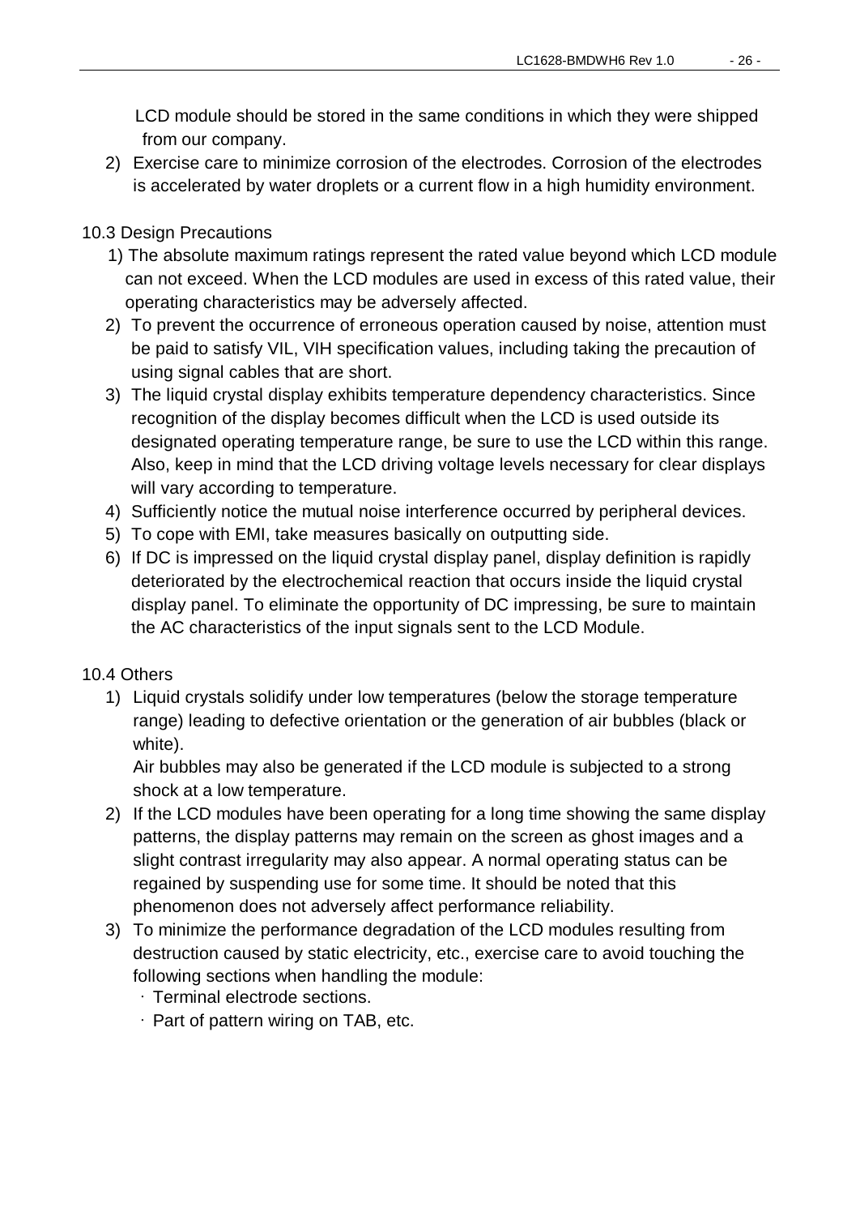LCD module should be stored in the same conditions in which they were shipped from our company.

2) Exercise care to minimize corrosion of the electrodes. Corrosion of the electrodes is accelerated by water droplets or a current flow in a high humidity environment.

## 10.3 Design Precautions

1) The absolute maximum ratings represent the rated value beyond which LCD module can not exceed. When the LCD modules are used in excess of this rated value, their operating characteristics may be adversely affected.
2) To prevent the occurrence of erroneous operation caused by noise, attention must be paid to satisfy VIL, VIH specification values, including taking the precaution of using signal cables that are short.
3) The liquid crystal display exhibits temperature dependency characteristics. Since recognition of the display becomes difficult when the LCD is used outside its designated operating temperature range, be sure to use the LCD within this range. Also, keep in mind that the LCD driving voltage levels necessary for clear displays will vary according to temperature.
4) Sufficiently notice the mutual noise interference occurred by peripheral devices.
5) To cope with EMI, take measures basically on outputting side.
6) If DC is impressed on the liquid crystal display panel, display definition is rapidly deteriorated by the electrochemical reaction that occurs inside the liquid crystal display panel. To eliminate the opportunity of DC impressing, be sure to maintain the AC characteristics of the input signals sent to the LCD Module.

## 10.4 Others

1) Liquid crystals solidify under low temperatures (below the storage temperature range) leading to defective orientation or the generation of air bubbles (black or white).

   Air bubbles may also be generated if the LCD module is subjected to a strong shock at a low temperature.
2) If the LCD modules have been operating for a long time showing the same display patterns, the display patterns may remain on the screen as ghost images and a slight contrast irregularity may also appear. A normal operating status can be regained by suspending use for some time. It should be noted that this phenomenon does not adversely affect performance reliability.
3) To minimize the performance degradation of the LCD modules resulting from destruction caused by static electricity, etc., exercise care to avoid touching the following sections when handling the module:
   - Terminal electrode sections.
   - Part of pattern wiring on TAB, etc.